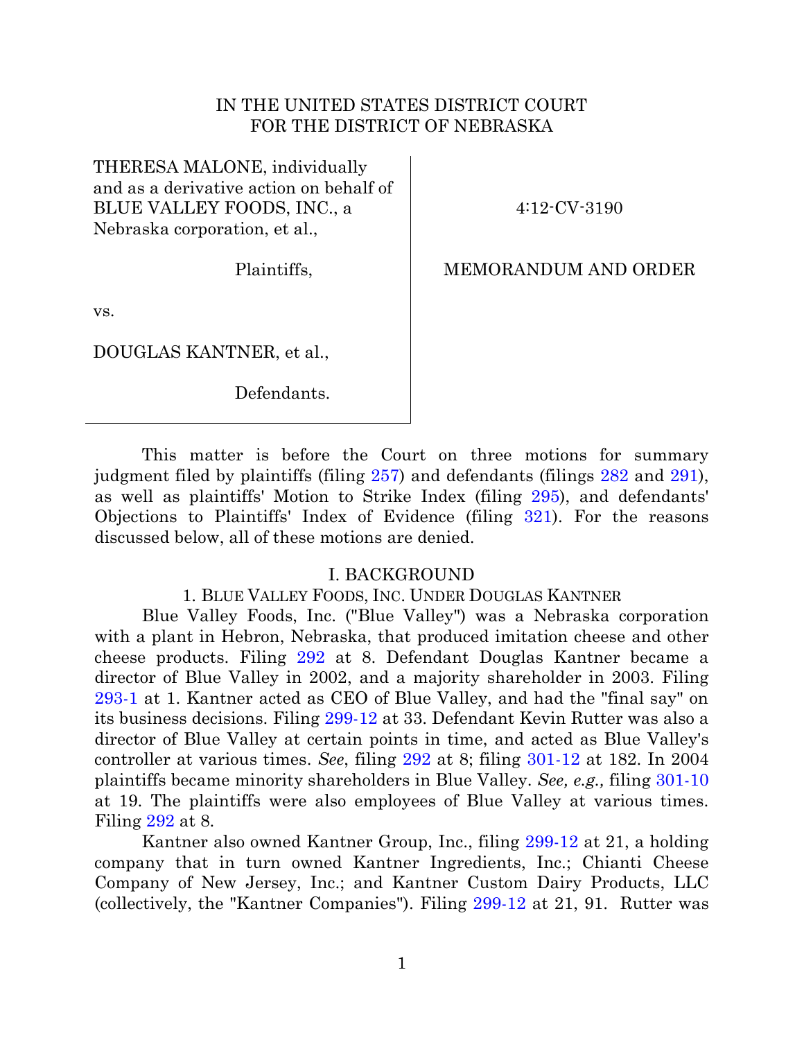IN THE UNITED STATES DISTRICT COURT
FOR THE DISTRICT OF NEBRASKA

| | |
|---|---|
| THERESA MALONE, individually and as a derivative action on behalf of BLUE VALLEY FOODS, INC., a Nebraska corporation, et al., | 4:12-CV-3190 |
| Plaintiffs, | MEMORANDUM AND ORDER |
| vs. | |
| DOUGLAS KANTNER, et al., | |
| Defendants. | |

This matter is before the Court on three motions for summary judgment filed by plaintiffs (filing 257) and defendants (filings 282 and 291), as well as plaintiffs' Motion to Strike Index (filing 295), and defendants' Objections to Plaintiffs' Index of Evidence (filing 321). For the reasons discussed below, all of these motions are denied.

## I. BACKGROUND

### 1. BLUE VALLEY FOODS, INC. UNDER DOUGLAS KANTNER

Blue Valley Foods, Inc. ("Blue Valley") was a Nebraska corporation with a plant in Hebron, Nebraska, that produced imitation cheese and other cheese products. Filing 292 at 8. Defendant Douglas Kantner became a director of Blue Valley in 2002, and a majority shareholder in 2003. Filing 293-1 at 1. Kantner acted as CEO of Blue Valley, and had the "final say" on its business decisions. Filing 299-12 at 33. Defendant Kevin Rutter was also a director of Blue Valley at certain points in time, and acted as Blue Valley's controller at various times. *See*, filing 292 at 8; filing 301-12 at 182. In 2004 plaintiffs became minority shareholders in Blue Valley. *See, e.g.,* filing 301-10 at 19. The plaintiffs were also employees of Blue Valley at various times. Filing 292 at 8.

Kantner also owned Kantner Group, Inc., filing 299-12 at 21, a holding company that in turn owned Kantner Ingredients, Inc.; Chianti Cheese Company of New Jersey, Inc.; and Kantner Custom Dairy Products, LLC (collectively, the "Kantner Companies"). Filing 299-12 at 21, 91. Rutter was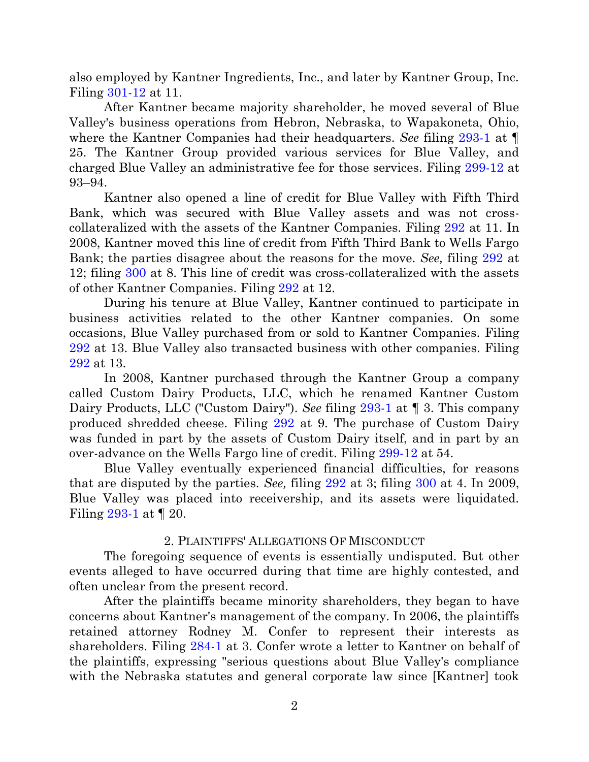also employed by Kantner Ingredients, Inc., and later by Kantner Group, Inc. Filing 301-12 at 11.

After Kantner became majority shareholder, he moved several of Blue Valley's business operations from Hebron, Nebraska, to Wapakoneta, Ohio, where the Kantner Companies had their headquarters. *See* filing 293-1 at ¶ 25. The Kantner Group provided various services for Blue Valley, and charged Blue Valley an administrative fee for those services. Filing 299-12 at 93–94.

Kantner also opened a line of credit for Blue Valley with Fifth Third Bank, which was secured with Blue Valley assets and was not cross-collateralized with the assets of the Kantner Companies. Filing 292 at 11. In 2008, Kantner moved this line of credit from Fifth Third Bank to Wells Fargo Bank; the parties disagree about the reasons for the move. *See,* filing 292 at 12; filing 300 at 8. This line of credit was cross-collateralized with the assets of other Kantner Companies. Filing 292 at 12.

During his tenure at Blue Valley, Kantner continued to participate in business activities related to the other Kantner companies. On some occasions, Blue Valley purchased from or sold to Kantner Companies. Filing 292 at 13. Blue Valley also transacted business with other companies. Filing 292 at 13.

In 2008, Kantner purchased through the Kantner Group a company called Custom Dairy Products, LLC, which he renamed Kantner Custom Dairy Products, LLC ("Custom Dairy"). *See* filing 293-1 at ¶ 3. This company produced shredded cheese. Filing 292 at 9. The purchase of Custom Dairy was funded in part by the assets of Custom Dairy itself, and in part by an over-advance on the Wells Fargo line of credit. Filing 299-12 at 54.

Blue Valley eventually experienced financial difficulties, for reasons that are disputed by the parties. *See,* filing 292 at 3; filing 300 at 4. In 2009, Blue Valley was placed into receivership, and its assets were liquidated. Filing 293-1 at ¶ 20.

### 2. Plaintiffs' Allegations Of Misconduct

The foregoing sequence of events is essentially undisputed. But other events alleged to have occurred during that time are highly contested, and often unclear from the present record.

After the plaintiffs became minority shareholders, they began to have concerns about Kantner's management of the company. In 2006, the plaintiffs retained attorney Rodney M. Confer to represent their interests as shareholders. Filing 284-1 at 3. Confer wrote a letter to Kantner on behalf of the plaintiffs, expressing "serious questions about Blue Valley's compliance with the Nebraska statutes and general corporate law since [Kantner] took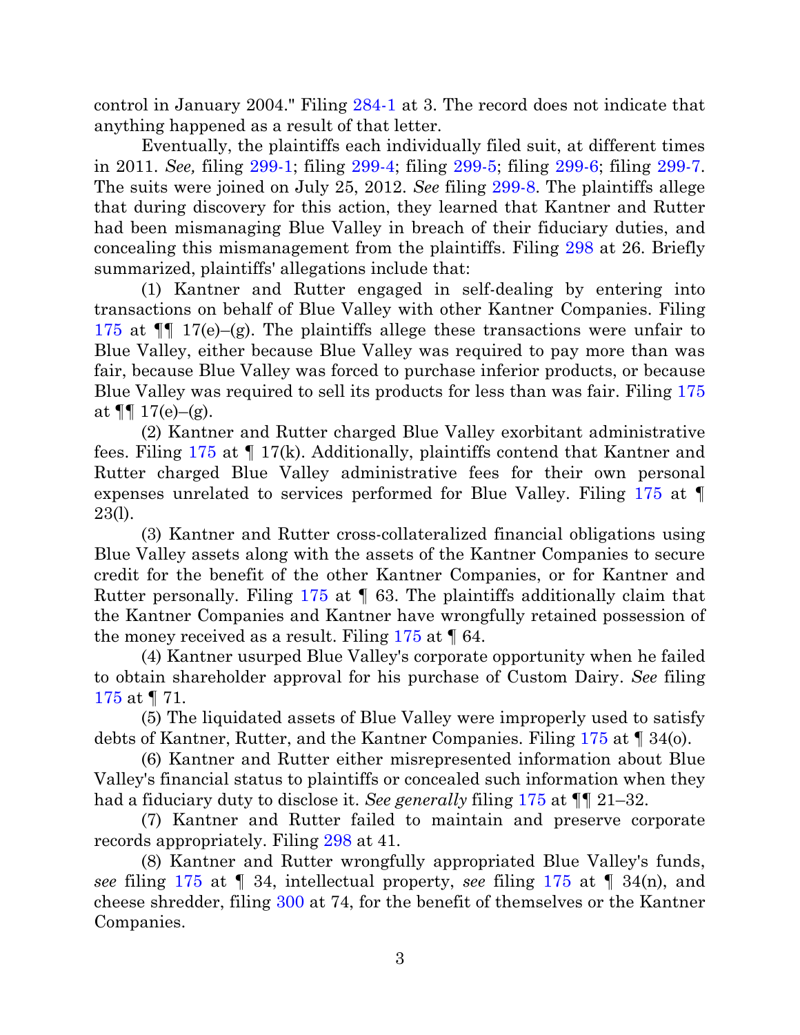control in January 2004." Filing 284-1 at 3. The record does not indicate that anything happened as a result of that letter.

Eventually, the plaintiffs each individually filed suit, at different times in 2011. *See,* filing 299-1; filing 299-4; filing 299-5; filing 299-6; filing 299-7. The suits were joined on July 25, 2012. *See* filing 299-8. The plaintiffs allege that during discovery for this action, they learned that Kantner and Rutter had been mismanaging Blue Valley in breach of their fiduciary duties, and concealing this mismanagement from the plaintiffs. Filing 298 at 26. Briefly summarized, plaintiffs' allegations include that:

(1) Kantner and Rutter engaged in self-dealing by entering into transactions on behalf of Blue Valley with other Kantner Companies. Filing 175 at ¶¶ 17(e)–(g). The plaintiffs allege these transactions were unfair to Blue Valley, either because Blue Valley was required to pay more than was fair, because Blue Valley was forced to purchase inferior products, or because Blue Valley was required to sell its products for less than was fair. Filing 175 at ¶¶ 17(e)–(g).

(2) Kantner and Rutter charged Blue Valley exorbitant administrative fees. Filing 175 at ¶ 17(k). Additionally, plaintiffs contend that Kantner and Rutter charged Blue Valley administrative fees for their own personal expenses unrelated to services performed for Blue Valley. Filing 175 at ¶ 23(l).

(3) Kantner and Rutter cross-collateralized financial obligations using Blue Valley assets along with the assets of the Kantner Companies to secure credit for the benefit of the other Kantner Companies, or for Kantner and Rutter personally. Filing 175 at ¶ 63. The plaintiffs additionally claim that the Kantner Companies and Kantner have wrongfully retained possession of the money received as a result. Filing 175 at ¶ 64.

(4) Kantner usurped Blue Valley's corporate opportunity when he failed to obtain shareholder approval for his purchase of Custom Dairy. *See* filing 175 at ¶ 71.

(5) The liquidated assets of Blue Valley were improperly used to satisfy debts of Kantner, Rutter, and the Kantner Companies. Filing 175 at ¶ 34(o).

(6) Kantner and Rutter either misrepresented information about Blue Valley's financial status to plaintiffs or concealed such information when they had a fiduciary duty to disclose it. *See generally* filing 175 at ¶¶ 21–32.

(7) Kantner and Rutter failed to maintain and preserve corporate records appropriately. Filing 298 at 41.

(8) Kantner and Rutter wrongfully appropriated Blue Valley's funds, *see* filing 175 at ¶ 34, intellectual property, *see* filing 175 at ¶ 34(n), and cheese shredder, filing 300 at 74, for the benefit of themselves or the Kantner Companies.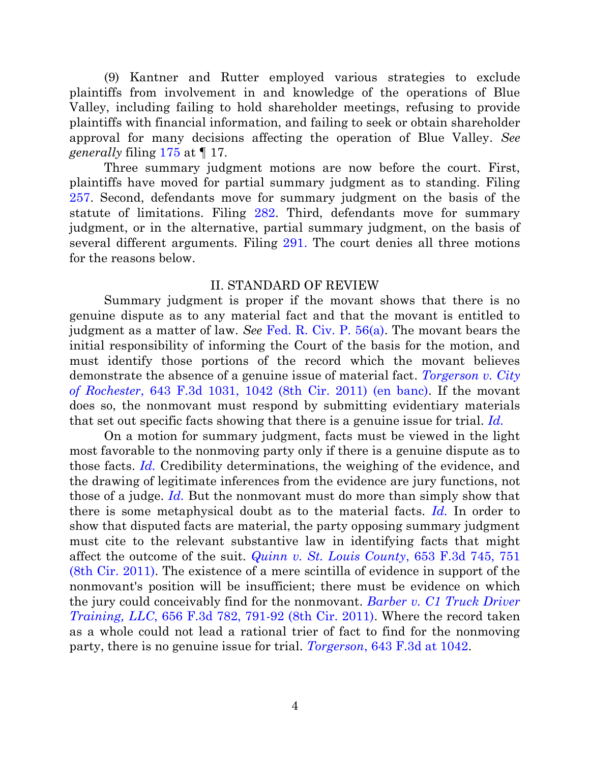(9) Kantner and Rutter employed various strategies to exclude plaintiffs from involvement in and knowledge of the operations of Blue Valley, including failing to hold shareholder meetings, refusing to provide plaintiffs with financial information, and failing to seek or obtain shareholder approval for many decisions affecting the operation of Blue Valley. *See generally* filing 175 at ¶ 17.

Three summary judgment motions are now before the court. First, plaintiffs have moved for partial summary judgment as to standing. Filing 257. Second, defendants move for summary judgment on the basis of the statute of limitations. Filing 282. Third, defendants move for summary judgment, or in the alternative, partial summary judgment, on the basis of several different arguments. Filing 291. The court denies all three motions for the reasons below.

## II. STANDARD OF REVIEW

Summary judgment is proper if the movant shows that there is no genuine dispute as to any material fact and that the movant is entitled to judgment as a matter of law. *See* Fed. R. Civ. P. 56(a). The movant bears the initial responsibility of informing the Court of the basis for the motion, and must identify those portions of the record which the movant believes demonstrate the absence of a genuine issue of material fact. *Torgerson v. City of Rochester*, 643 F.3d 1031, 1042 (8th Cir. 2011) (en banc). If the movant does so, the nonmovant must respond by submitting evidentiary materials that set out specific facts showing that there is a genuine issue for trial. *Id.*

On a motion for summary judgment, facts must be viewed in the light most favorable to the nonmoving party only if there is a genuine dispute as to those facts. *Id.* Credibility determinations, the weighing of the evidence, and the drawing of legitimate inferences from the evidence are jury functions, not those of a judge. *Id.* But the nonmovant must do more than simply show that there is some metaphysical doubt as to the material facts. *Id.* In order to show that disputed facts are material, the party opposing summary judgment must cite to the relevant substantive law in identifying facts that might affect the outcome of the suit. *Quinn v. St. Louis County*, 653 F.3d 745, 751 (8th Cir. 2011). The existence of a mere scintilla of evidence in support of the nonmovant's position will be insufficient; there must be evidence on which the jury could conceivably find for the nonmovant. *Barber v. C1 Truck Driver Training, LLC*, 656 F.3d 782, 791-92 (8th Cir. 2011). Where the record taken as a whole could not lead a rational trier of fact to find for the nonmoving party, there is no genuine issue for trial. *Torgerson*, 643 F.3d at 1042.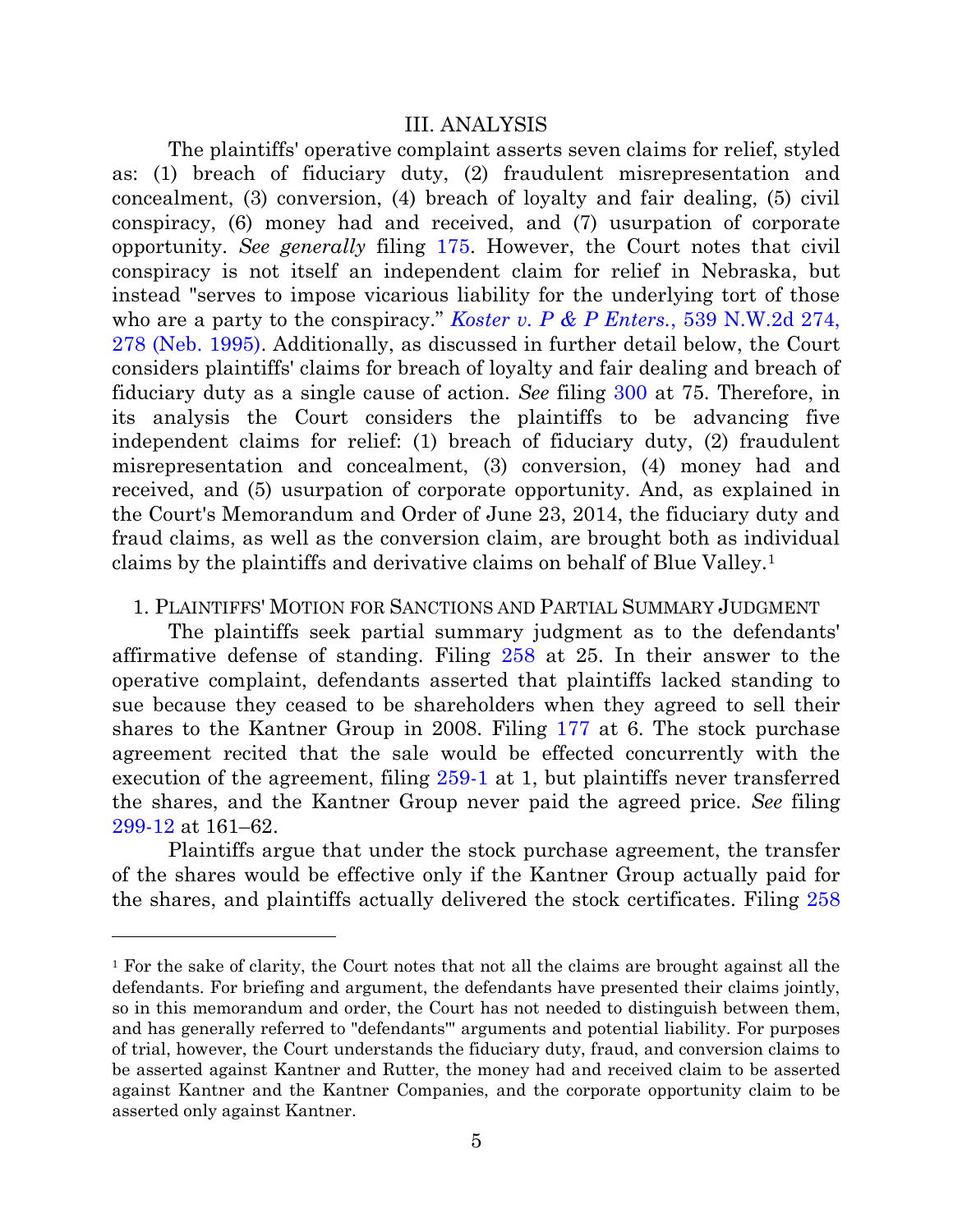## III. ANALYSIS

The plaintiffs' operative complaint asserts seven claims for relief, styled as: (1) breach of fiduciary duty, (2) fraudulent misrepresentation and concealment, (3) conversion, (4) breach of loyalty and fair dealing, (5) civil conspiracy, (6) money had and received, and (7) usurpation of corporate opportunity. *See generally* filing 175. However, the Court notes that civil conspiracy is not itself an independent claim for relief in Nebraska, but instead "serves to impose vicarious liability for the underlying tort of those who are a party to the conspiracy." *Koster v. P & P Enters.*, 539 N.W.2d 274, 278 (Neb. 1995). Additionally, as discussed in further detail below, the Court considers plaintiffs' claims for breach of loyalty and fair dealing and breach of fiduciary duty as a single cause of action. *See* filing 300 at 75. Therefore, in its analysis the Court considers the plaintiffs to be advancing five independent claims for relief: (1) breach of fiduciary duty, (2) fraudulent misrepresentation and concealment, (3) conversion, (4) money had and received, and (5) usurpation of corporate opportunity. And, as explained in the Court's Memorandum and Order of June 23, 2014, the fiduciary duty and fraud claims, as well as the conversion claim, are brought both as individual claims by the plaintiffs and derivative claims on behalf of Blue Valley.[1]

### 1. Plaintiffs' Motion for Sanctions and Partial Summary Judgment

The plaintiffs seek partial summary judgment as to the defendants' affirmative defense of standing. Filing 258 at 25. In their answer to the operative complaint, defendants asserted that plaintiffs lacked standing to sue because they ceased to be shareholders when they agreed to sell their shares to the Kantner Group in 2008. Filing 177 at 6. The stock purchase agreement recited that the sale would be effected concurrently with the execution of the agreement, filing 259-1 at 1, but plaintiffs never transferred the shares, and the Kantner Group never paid the agreed price. *See* filing 299-12 at 161–62.

Plaintiffs argue that under the stock purchase agreement, the transfer of the shares would be effective only if the Kantner Group actually paid for the shares, and plaintiffs actually delivered the stock certificates. Filing 258

---

[1] For the sake of clarity, the Court notes that not all the claims are brought against all the defendants. For briefing and argument, the defendants have presented their claims jointly, so in this memorandum and order, the Court has not needed to distinguish between them, and has generally referred to "defendants'" arguments and potential liability. For purposes of trial, however, the Court understands the fiduciary duty, fraud, and conversion claims to be asserted against Kantner and Rutter, the money had and received claim to be asserted against Kantner and the Kantner Companies, and the corporate opportunity claim to be asserted only against Kantner.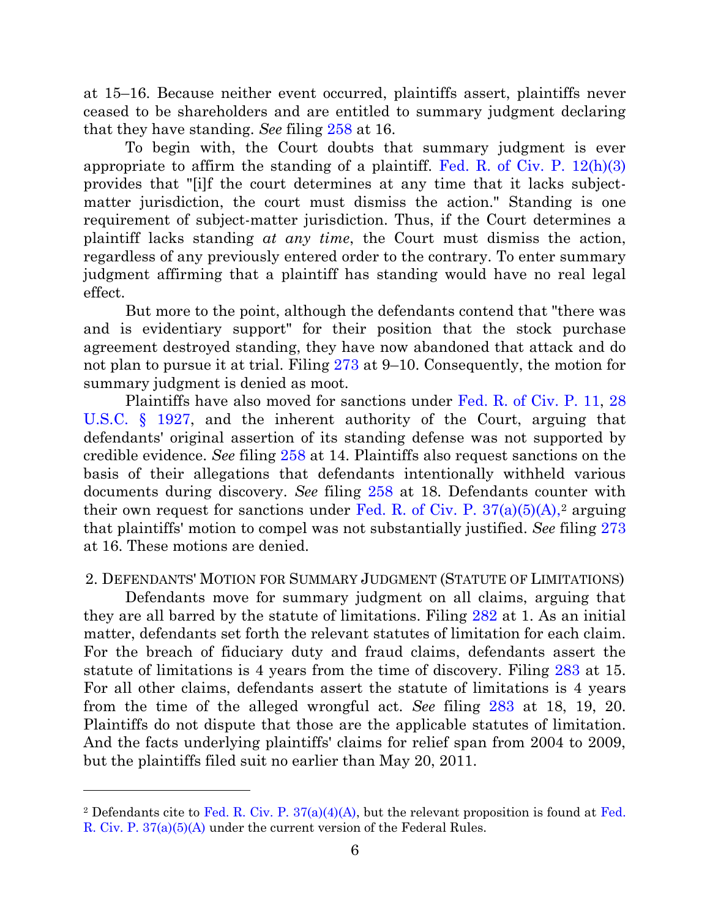at 15–16. Because neither event occurred, plaintiffs assert, plaintiffs never ceased to be shareholders and are entitled to summary judgment declaring that they have standing. *See* filing 258 at 16.

To begin with, the Court doubts that summary judgment is ever appropriate to affirm the standing of a plaintiff. Fed. R. of Civ. P. 12(h)(3) provides that "[i]f the court determines at any time that it lacks subject-matter jurisdiction, the court must dismiss the action." Standing is one requirement of subject-matter jurisdiction. Thus, if the Court determines a plaintiff lacks standing *at any time*, the Court must dismiss the action, regardless of any previously entered order to the contrary. To enter summary judgment affirming that a plaintiff has standing would have no real legal effect.

But more to the point, although the defendants contend that "there was and is evidentiary support" for their position that the stock purchase agreement destroyed standing, they have now abandoned that attack and do not plan to pursue it at trial. Filing 273 at 9–10. Consequently, the motion for summary judgment is denied as moot.

Plaintiffs have also moved for sanctions under Fed. R. of Civ. P. 11, 28 U.S.C. § 1927, and the inherent authority of the Court, arguing that defendants' original assertion of its standing defense was not supported by credible evidence. *See* filing 258 at 14. Plaintiffs also request sanctions on the basis of their allegations that defendants intentionally withheld various documents during discovery. *See* filing 258 at 18. Defendants counter with their own request for sanctions under Fed. R. of Civ. P. 37(a)(5)(A),[2] arguing that plaintiffs' motion to compel was not substantially justified. *See* filing 273 at 16. These motions are denied.

2. DEFENDANTS' MOTION FOR SUMMARY JUDGMENT (STATUTE OF LIMITATIONS)

Defendants move for summary judgment on all claims, arguing that they are all barred by the statute of limitations. Filing 282 at 1. As an initial matter, defendants set forth the relevant statutes of limitation for each claim. For the breach of fiduciary duty and fraud claims, defendants assert the statute of limitations is 4 years from the time of discovery. Filing 283 at 15. For all other claims, defendants assert the statute of limitations is 4 years from the time of the alleged wrongful act. *See* filing 283 at 18, 19, 20. Plaintiffs do not dispute that those are the applicable statutes of limitation. And the facts underlying plaintiffs' claims for relief span from 2004 to 2009, but the plaintiffs filed suit no earlier than May 20, 2011.

---

[2] Defendants cite to Fed. R. Civ. P. 37(a)(4)(A), but the relevant proposition is found at Fed. R. Civ. P. 37(a)(5)(A) under the current version of the Federal Rules.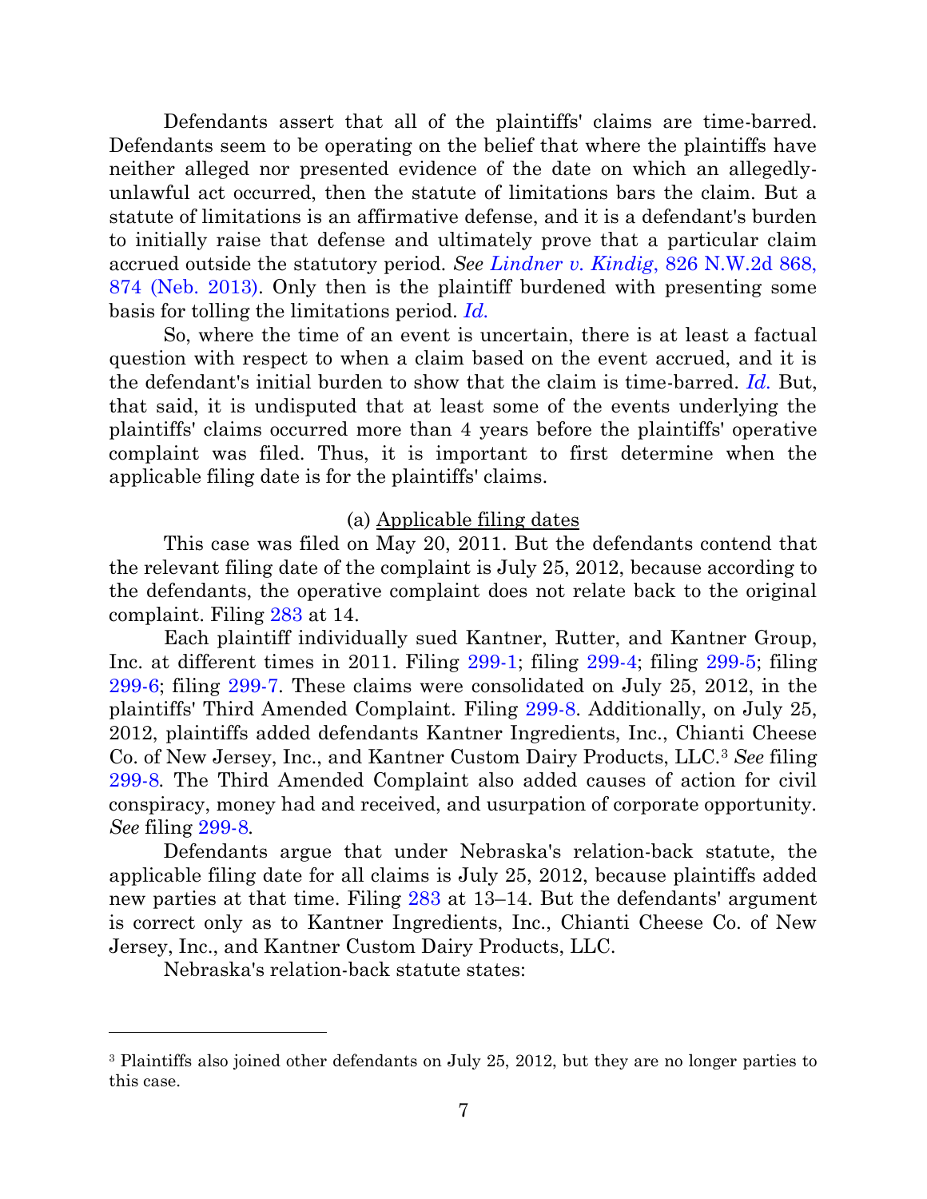Defendants assert that all of the plaintiffs' claims are time-barred. Defendants seem to be operating on the belief that where the plaintiffs have neither alleged nor presented evidence of the date on which an allegedly-unlawful act occurred, then the statute of limitations bars the claim. But a statute of limitations is an affirmative defense, and it is a defendant's burden to initially raise that defense and ultimately prove that a particular claim accrued outside the statutory period. *See Lindner v. Kindig*, 826 N.W.2d 868, 874 (Neb. 2013). Only then is the plaintiff burdened with presenting some basis for tolling the limitations period. *Id.*

So, where the time of an event is uncertain, there is at least a factual question with respect to when a claim based on the event accrued, and it is the defendant's initial burden to show that the claim is time-barred. *Id.* But, that said, it is undisputed that at least some of the events underlying the plaintiffs' claims occurred more than 4 years before the plaintiffs' operative complaint was filed. Thus, it is important to first determine when the applicable filing date is for the plaintiffs' claims.

(a) Applicable filing dates

This case was filed on May 20, 2011. But the defendants contend that the relevant filing date of the complaint is July 25, 2012, because according to the defendants, the operative complaint does not relate back to the original complaint. Filing 283 at 14.

Each plaintiff individually sued Kantner, Rutter, and Kantner Group, Inc. at different times in 2011. Filing 299-1; filing 299-4; filing 299-5; filing 299-6; filing 299-7. These claims were consolidated on July 25, 2012, in the plaintiffs' Third Amended Complaint. Filing 299-8. Additionally, on July 25, 2012, plaintiffs added defendants Kantner Ingredients, Inc., Chianti Cheese Co. of New Jersey, Inc., and Kantner Custom Dairy Products, LLC.[3] *See* filing 299-8. The Third Amended Complaint also added causes of action for civil conspiracy, money had and received, and usurpation of corporate opportunity. *See* filing 299-8.

Defendants argue that under Nebraska's relation-back statute, the applicable filing date for all claims is July 25, 2012, because plaintiffs added new parties at that time. Filing 283 at 13–14. But the defendants' argument is correct only as to Kantner Ingredients, Inc., Chianti Cheese Co. of New Jersey, Inc., and Kantner Custom Dairy Products, LLC.

Nebraska's relation-back statute states:

[3] Plaintiffs also joined other defendants on July 25, 2012, but they are no longer parties to this case.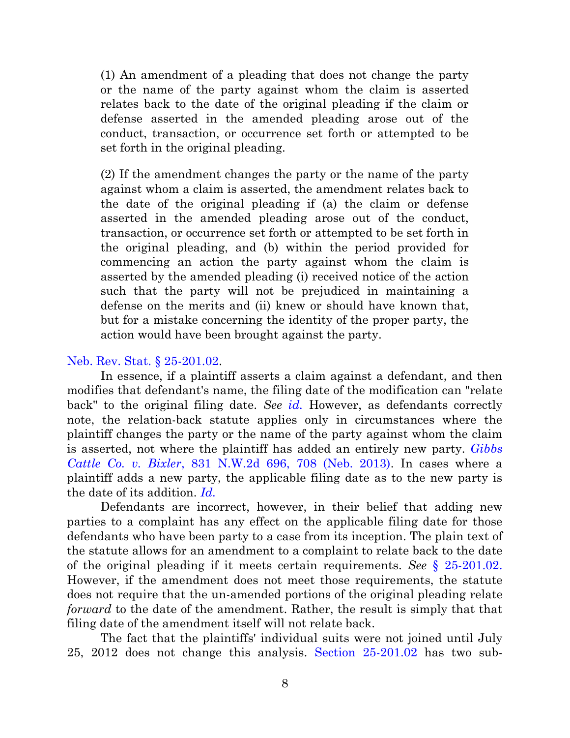> (1) An amendment of a pleading that does not change the party or the name of the party against whom the claim is asserted relates back to the date of the original pleading if the claim or defense asserted in the amended pleading arose out of the conduct, transaction, or occurrence set forth or attempted to be set forth in the original pleading.
>
> (2) If the amendment changes the party or the name of the party against whom a claim is asserted, the amendment relates back to the date of the original pleading if (a) the claim or defense asserted in the amended pleading arose out of the conduct, transaction, or occurrence set forth or attempted to be set forth in the original pleading, and (b) within the period provided for commencing an action the party against whom the claim is asserted by the amended pleading (i) received notice of the action such that the party will not be prejudiced in maintaining a defense on the merits and (ii) knew or should have known that, but for a mistake concerning the identity of the proper party, the action would have been brought against the party.

Neb. Rev. Stat. § 25-201.02.

In essence, if a plaintiff asserts a claim against a defendant, and then modifies that defendant's name, the filing date of the modification can "relate back" to the original filing date. *See id.* However, as defendants correctly note, the relation-back statute applies only in circumstances where the plaintiff changes the party or the name of the party against whom the claim is asserted, not where the plaintiff has added an entirely new party. *Gibbs Cattle Co. v. Bixler*, 831 N.W.2d 696, 708 (Neb. 2013). In cases where a plaintiff adds a new party, the applicable filing date as to the new party is the date of its addition. *Id.*

Defendants are incorrect, however, in their belief that adding new parties to a complaint has any effect on the applicable filing date for those defendants who have been party to a case from its inception. The plain text of the statute allows for an amendment to a complaint to relate back to the date of the original pleading if it meets certain requirements. *See* § 25-201.02. However, if the amendment does not meet those requirements, the statute does not require that the un-amended portions of the original pleading relate *forward* to the date of the amendment. Rather, the result is simply that that filing date of the amendment itself will not relate back.

The fact that the plaintiffs' individual suits were not joined until July 25, 2012 does not change this analysis. Section 25-201.02 has two sub-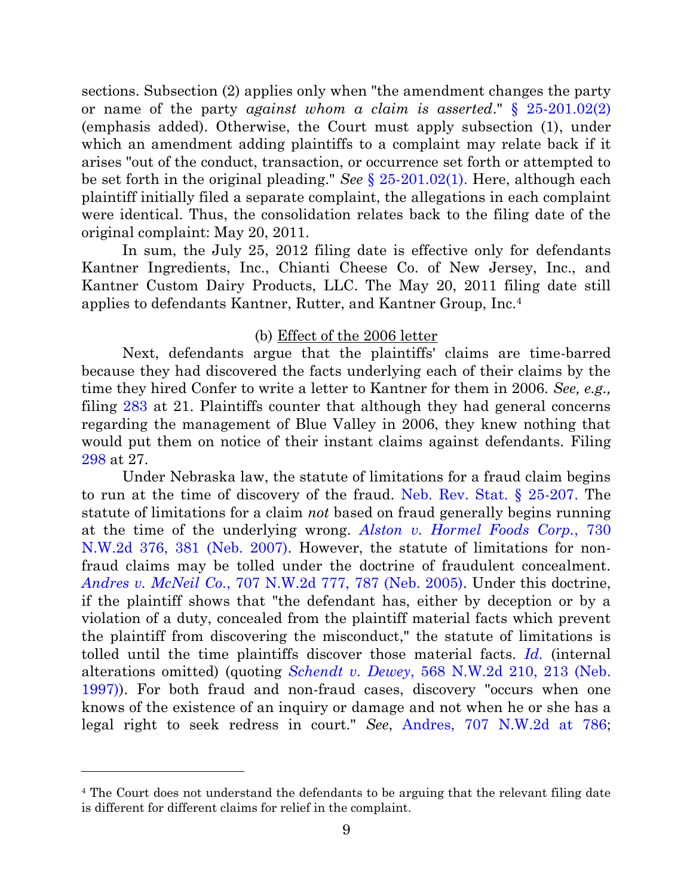sections. Subsection (2) applies only when "the amendment changes the party or name of the party *against whom a claim is asserted*." § 25-201.02(2) (emphasis added). Otherwise, the Court must apply subsection (1), under which an amendment adding plaintiffs to a complaint may relate back if it arises "out of the conduct, transaction, or occurrence set forth or attempted to be set forth in the original pleading." *See* § 25-201.02(1). Here, although each plaintiff initially filed a separate complaint, the allegations in each complaint were identical. Thus, the consolidation relates back to the filing date of the original complaint: May 20, 2011.

In sum, the July 25, 2012 filing date is effective only for defendants Kantner Ingredients, Inc., Chianti Cheese Co. of New Jersey, Inc., and Kantner Custom Dairy Products, LLC. The May 20, 2011 filing date still applies to defendants Kantner, Rutter, and Kantner Group, Inc.[4]

(b) Effect of the 2006 letter

Next, defendants argue that the plaintiffs' claims are time-barred because they had discovered the facts underlying each of their claims by the time they hired Confer to write a letter to Kantner for them in 2006. *See, e.g.,* filing 283 at 21. Plaintiffs counter that although they had general concerns regarding the management of Blue Valley in 2006, they knew nothing that would put them on notice of their instant claims against defendants. Filing 298 at 27.

Under Nebraska law, the statute of limitations for a fraud claim begins to run at the time of discovery of the fraud. Neb. Rev. Stat. § 25-207. The statute of limitations for a claim *not* based on fraud generally begins running at the time of the underlying wrong. *Alston v. Hormel Foods Corp.*, 730 N.W.2d 376, 381 (Neb. 2007). However, the statute of limitations for non-fraud claims may be tolled under the doctrine of fraudulent concealment. *Andres v. McNeil Co.*, 707 N.W.2d 777, 787 (Neb. 2005). Under this doctrine, if the plaintiff shows that "the defendant has, either by deception or by a violation of a duty, concealed from the plaintiff material facts which prevent the plaintiff from discovering the misconduct," the statute of limitations is tolled until the time plaintiffs discover those material facts. *Id.* (internal alterations omitted) (quoting *Schendt v. Dewey*, 568 N.W.2d 210, 213 (Neb. 1997)). For both fraud and non-fraud cases, discovery "occurs when one knows of the existence of an inquiry or damage and not when he or she has a legal right to seek redress in court." *See*, Andres, 707 N.W.2d at 786;

[4] The Court does not understand the defendants to be arguing that the relevant filing date is different for different claims for relief in the complaint.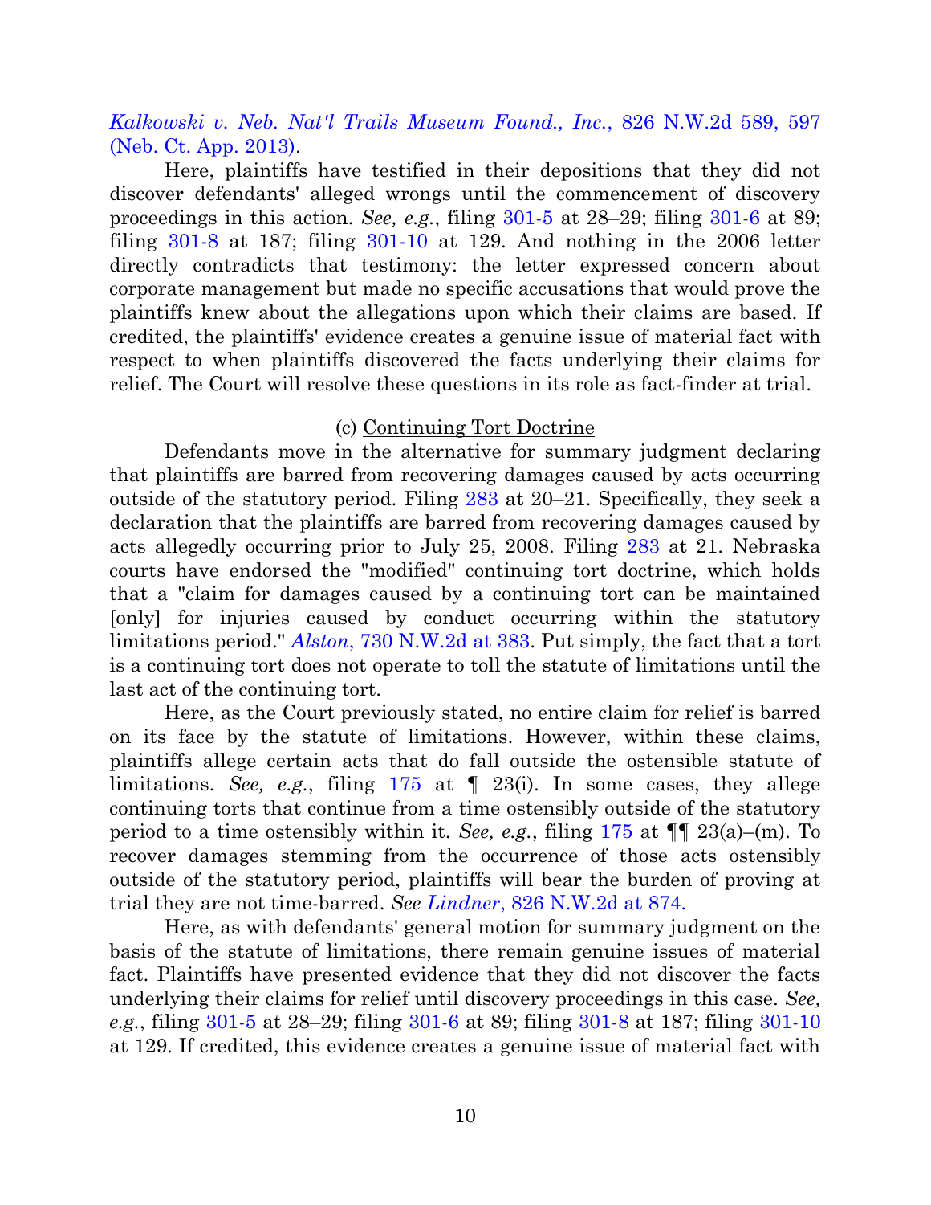*Kalkowski v. Neb. Nat'l Trails Museum Found., Inc.*, 826 N.W.2d 589, 597 (Neb. Ct. App. 2013).

Here, plaintiffs have testified in their depositions that they did not discover defendants' alleged wrongs until the commencement of discovery proceedings in this action. *See, e.g.*, filing 301-5 at 28–29; filing 301-6 at 89; filing 301-8 at 187; filing 301-10 at 129. And nothing in the 2006 letter directly contradicts that testimony: the letter expressed concern about corporate management but made no specific accusations that would prove the plaintiffs knew about the allegations upon which their claims are based. If credited, the plaintiffs' evidence creates a genuine issue of material fact with respect to when plaintiffs discovered the facts underlying their claims for relief. The Court will resolve these questions in its role as fact-finder at trial.

(c) <u>Continuing Tort Doctrine</u>

Defendants move in the alternative for summary judgment declaring that plaintiffs are barred from recovering damages caused by acts occurring outside of the statutory period. Filing 283 at 20–21. Specifically, they seek a declaration that the plaintiffs are barred from recovering damages caused by acts allegedly occurring prior to July 25, 2008. Filing 283 at 21. Nebraska courts have endorsed the "modified" continuing tort doctrine, which holds that a "claim for damages caused by a continuing tort can be maintained [only] for injuries caused by conduct occurring within the statutory limitations period." *Alston*, 730 N.W.2d at 383. Put simply, the fact that a tort is a continuing tort does not operate to toll the statute of limitations until the last act of the continuing tort.

Here, as the Court previously stated, no entire claim for relief is barred on its face by the statute of limitations. However, within these claims, plaintiffs allege certain acts that do fall outside the ostensible statute of limitations. *See, e.g.*, filing 175 at ¶ 23(i). In some cases, they allege continuing torts that continue from a time ostensibly outside of the statutory period to a time ostensibly within it. *See, e.g.*, filing 175 at ¶¶ 23(a)–(m). To recover damages stemming from the occurrence of those acts ostensibly outside of the statutory period, plaintiffs will bear the burden of proving at trial they are not time-barred. *See Lindner*, 826 N.W.2d at 874.

Here, as with defendants' general motion for summary judgment on the basis of the statute of limitations, there remain genuine issues of material fact. Plaintiffs have presented evidence that they did not discover the facts underlying their claims for relief until discovery proceedings in this case. *See, e.g.*, filing 301-5 at 28–29; filing 301-6 at 89; filing 301-8 at 187; filing 301-10 at 129. If credited, this evidence creates a genuine issue of material fact with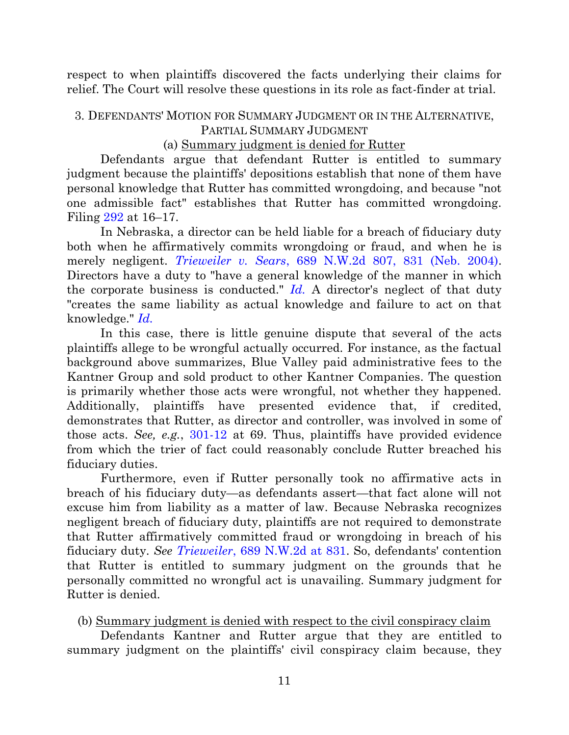respect to when plaintiffs discovered the facts underlying their claims for relief. The Court will resolve these questions in its role as fact-finder at trial.

### 3. DEFENDANTS' MOTION FOR SUMMARY JUDGMENT OR IN THE ALTERNATIVE, PARTIAL SUMMARY JUDGMENT

#### (a) Summary judgment is denied for Rutter

Defendants argue that defendant Rutter is entitled to summary judgment because the plaintiffs' depositions establish that none of them have personal knowledge that Rutter has committed wrongdoing, and because "not one admissible fact" establishes that Rutter has committed wrongdoing. Filing 292 at 16–17.

In Nebraska, a director can be held liable for a breach of fiduciary duty both when he affirmatively commits wrongdoing or fraud, and when he is merely negligent. *Trieweiler v. Sears*, 689 N.W.2d 807, 831 (Neb. 2004). Directors have a duty to "have a general knowledge of the manner in which the corporate business is conducted." *Id.* A director's neglect of that duty "creates the same liability as actual knowledge and failure to act on that knowledge." *Id.*

In this case, there is little genuine dispute that several of the acts plaintiffs allege to be wrongful actually occurred. For instance, as the factual background above summarizes, Blue Valley paid administrative fees to the Kantner Group and sold product to other Kantner Companies. The question is primarily whether those acts were wrongful, not whether they happened. Additionally, plaintiffs have presented evidence that, if credited, demonstrates that Rutter, as director and controller, was involved in some of those acts. *See, e.g.*, 301-12 at 69. Thus, plaintiffs have provided evidence from which the trier of fact could reasonably conclude Rutter breached his fiduciary duties.

Furthermore, even if Rutter personally took no affirmative acts in breach of his fiduciary duty—as defendants assert—that fact alone will not excuse him from liability as a matter of law. Because Nebraska recognizes negligent breach of fiduciary duty, plaintiffs are not required to demonstrate that Rutter affirmatively committed fraud or wrongdoing in breach of his fiduciary duty. *See Trieweiler*, 689 N.W.2d at 831. So, defendants' contention that Rutter is entitled to summary judgment on the grounds that he personally committed no wrongful act is unavailing. Summary judgment for Rutter is denied.

#### (b) Summary judgment is denied with respect to the civil conspiracy claim

Defendants Kantner and Rutter argue that they are entitled to summary judgment on the plaintiffs' civil conspiracy claim because, they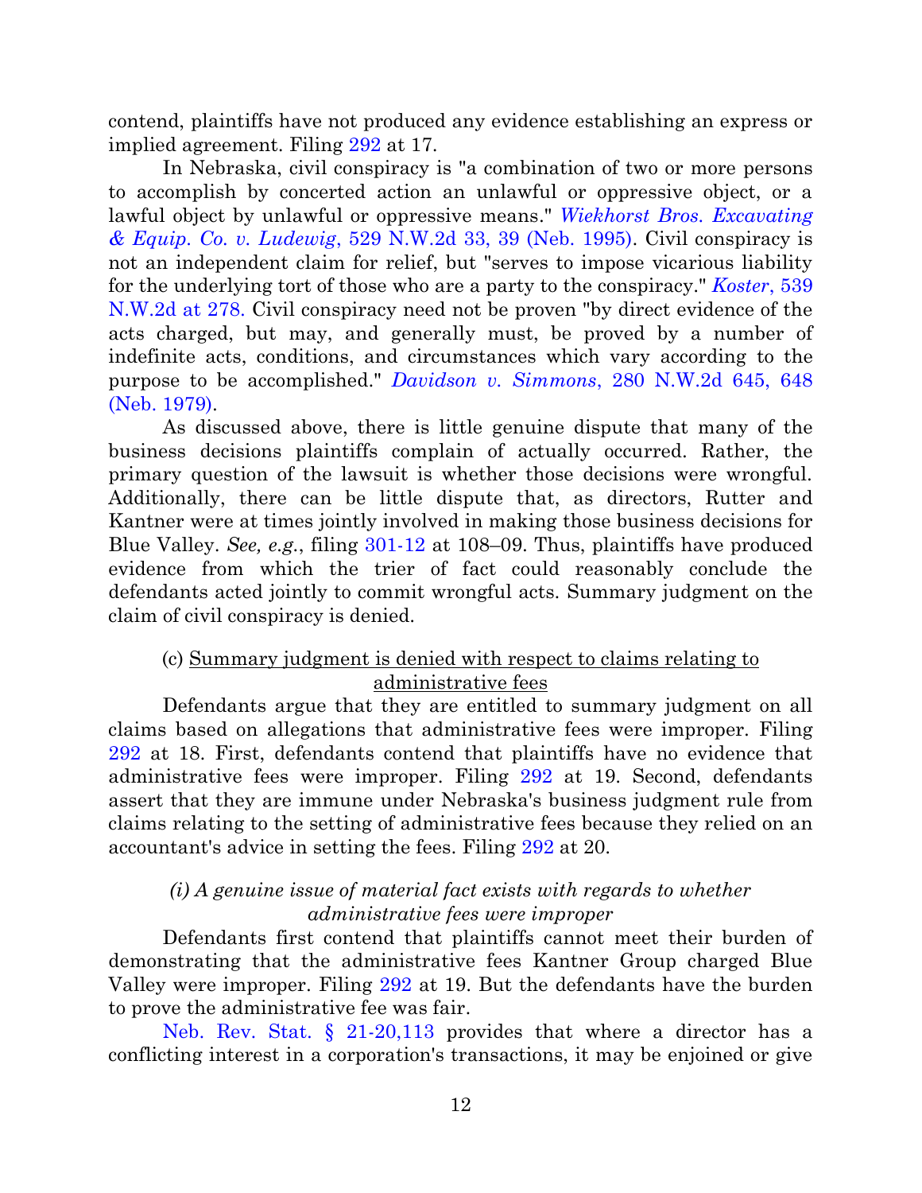contend, plaintiffs have not produced any evidence establishing an express or implied agreement. Filing 292 at 17.

In Nebraska, civil conspiracy is "a combination of two or more persons to accomplish by concerted action an unlawful or oppressive object, or a lawful object by unlawful or oppressive means." *Wiekhorst Bros. Excavating & Equip. Co. v. Ludewig*, 529 N.W.2d 33, 39 (Neb. 1995). Civil conspiracy is not an independent claim for relief, but "serves to impose vicarious liability for the underlying tort of those who are a party to the conspiracy." *Koster*, 539 N.W.2d at 278. Civil conspiracy need not be proven "by direct evidence of the acts charged, but may, and generally must, be proved by a number of indefinite acts, conditions, and circumstances which vary according to the purpose to be accomplished." *Davidson v. Simmons*, 280 N.W.2d 645, 648 (Neb. 1979).

As discussed above, there is little genuine dispute that many of the business decisions plaintiffs complain of actually occurred. Rather, the primary question of the lawsuit is whether those decisions were wrongful. Additionally, there can be little dispute that, as directors, Rutter and Kantner were at times jointly involved in making those business decisions for Blue Valley. *See, e.g.*, filing 301-12 at 108–09. Thus, plaintiffs have produced evidence from which the trier of fact could reasonably conclude the defendants acted jointly to commit wrongful acts. Summary judgment on the claim of civil conspiracy is denied.

(c) <u>Summary judgment is denied with respect to claims relating to administrative fees</u>

Defendants argue that they are entitled to summary judgment on all claims based on allegations that administrative fees were improper. Filing 292 at 18. First, defendants contend that plaintiffs have no evidence that administrative fees were improper. Filing 292 at 19. Second, defendants assert that they are immune under Nebraska's business judgment rule from claims relating to the setting of administrative fees because they relied on an accountant's advice in setting the fees. Filing 292 at 20.

*(i) A genuine issue of material fact exists with regards to whether administrative fees were improper*

Defendants first contend that plaintiffs cannot meet their burden of demonstrating that the administrative fees Kantner Group charged Blue Valley were improper. Filing 292 at 19. But the defendants have the burden to prove the administrative fee was fair.

Neb. Rev. Stat. § 21-20,113 provides that where a director has a conflicting interest in a corporation's transactions, it may be enjoined or give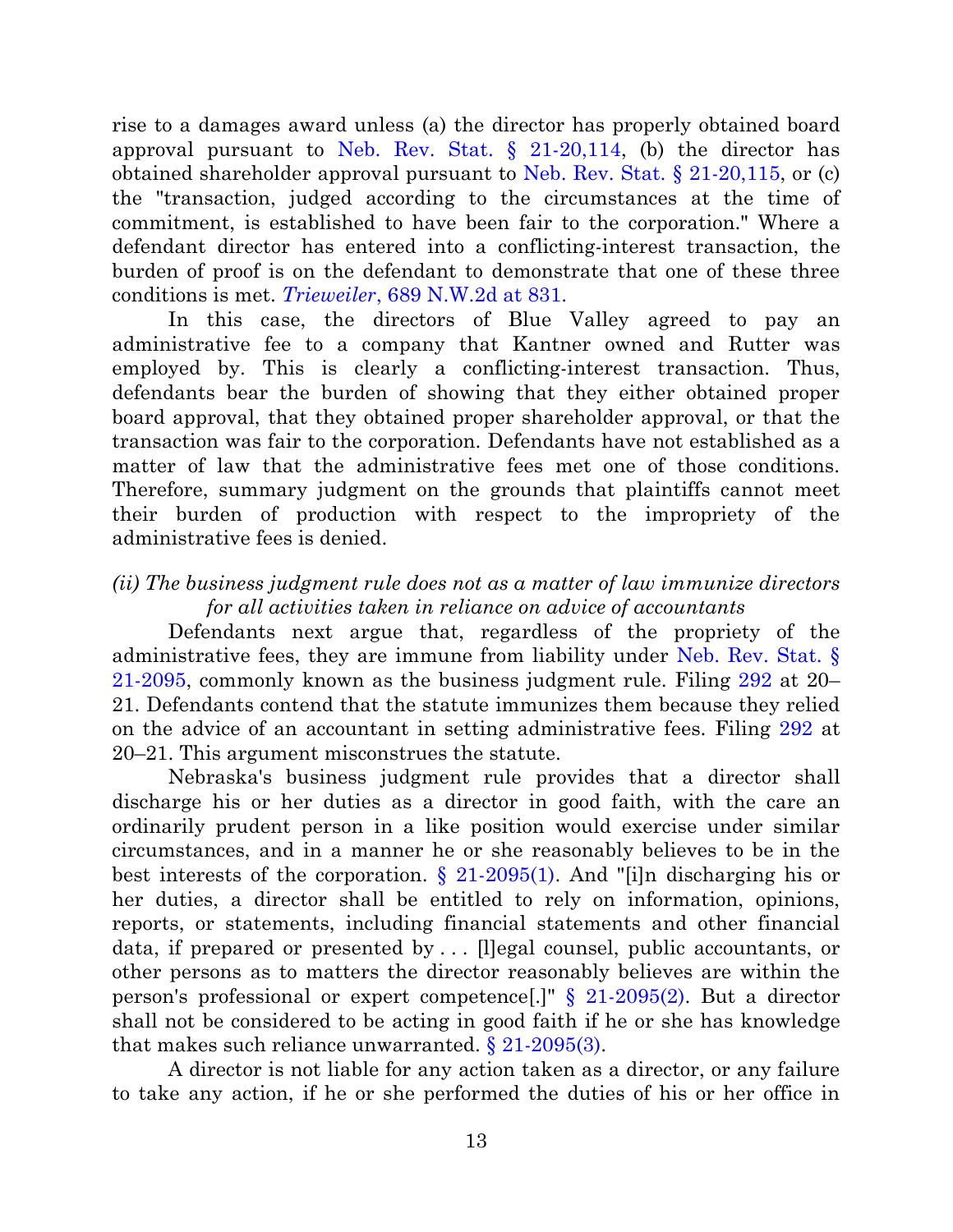rise to a damages award unless (a) the director has properly obtained board approval pursuant to Neb. Rev. Stat. § 21-20,114, (b) the director has obtained shareholder approval pursuant to Neb. Rev. Stat. § 21-20,115, or (c) the "transaction, judged according to the circumstances at the time of commitment, is established to have been fair to the corporation." Where a defendant director has entered into a conflicting-interest transaction, the burden of proof is on the defendant to demonstrate that one of these three conditions is met. *Trieweiler*, 689 N.W.2d at 831.

In this case, the directors of Blue Valley agreed to pay an administrative fee to a company that Kantner owned and Rutter was employed by. This is clearly a conflicting-interest transaction. Thus, defendants bear the burden of showing that they either obtained proper board approval, that they obtained proper shareholder approval, or that the transaction was fair to the corporation. Defendants have not established as a matter of law that the administrative fees met one of those conditions. Therefore, summary judgment on the grounds that plaintiffs cannot meet their burden of production with respect to the impropriety of the administrative fees is denied.

*(ii) The business judgment rule does not as a matter of law immunize directors for all activities taken in reliance on advice of accountants*

Defendants next argue that, regardless of the propriety of the administrative fees, they are immune from liability under Neb. Rev. Stat. § 21-2095, commonly known as the business judgment rule. Filing 292 at 20–21. Defendants contend that the statute immunizes them because they relied on the advice of an accountant in setting administrative fees. Filing 292 at 20–21. This argument misconstrues the statute.

Nebraska's business judgment rule provides that a director shall discharge his or her duties as a director in good faith, with the care an ordinarily prudent person in a like position would exercise under similar circumstances, and in a manner he or she reasonably believes to be in the best interests of the corporation. § 21-2095(1). And "[i]n discharging his or her duties, a director shall be entitled to rely on information, opinions, reports, or statements, including financial statements and other financial data, if prepared or presented by . . . [l]egal counsel, public accountants, or other persons as to matters the director reasonably believes are within the person's professional or expert competence[.]" § 21-2095(2). But a director shall not be considered to be acting in good faith if he or she has knowledge that makes such reliance unwarranted. § 21-2095(3).

A director is not liable for any action taken as a director, or any failure to take any action, if he or she performed the duties of his or her office in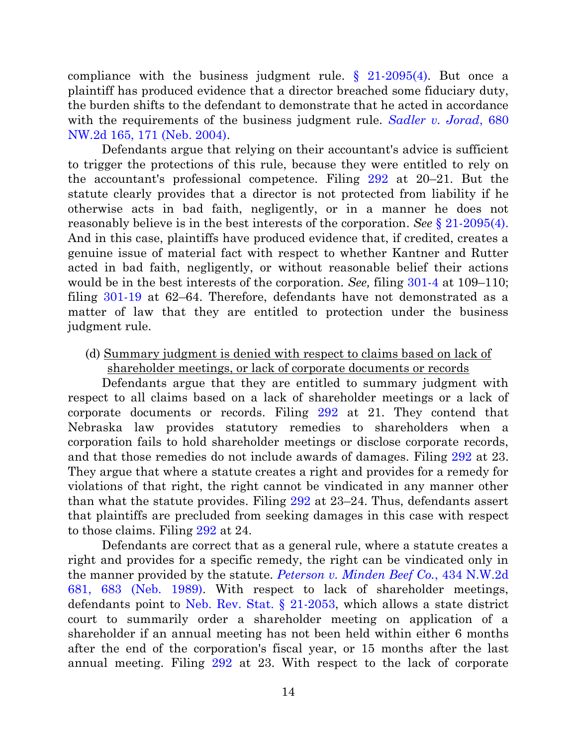compliance with the business judgment rule. § 21-2095(4). But once a plaintiff has produced evidence that a director breached some fiduciary duty, the burden shifts to the defendant to demonstrate that he acted in accordance with the requirements of the business judgment rule. *Sadler v. Jorad*, 680 NW.2d 165, 171 (Neb. 2004).

Defendants argue that relying on their accountant's advice is sufficient to trigger the protections of this rule, because they were entitled to rely on the accountant's professional competence. Filing 292 at 20–21. But the statute clearly provides that a director is not protected from liability if he otherwise acts in bad faith, negligently, or in a manner he does not reasonably believe is in the best interests of the corporation. *See* § 21-2095(4). And in this case, plaintiffs have produced evidence that, if credited, creates a genuine issue of material fact with respect to whether Kantner and Rutter acted in bad faith, negligently, or without reasonable belief their actions would be in the best interests of the corporation. *See,* filing 301-4 at 109–110; filing 301-19 at 62–64. Therefore, defendants have not demonstrated as a matter of law that they are entitled to protection under the business judgment rule.

(d) <u>Summary judgment is denied with respect to claims based on lack of shareholder meetings, or lack of corporate documents or records</u>

Defendants argue that they are entitled to summary judgment with respect to all claims based on a lack of shareholder meetings or a lack of corporate documents or records. Filing 292 at 21. They contend that Nebraska law provides statutory remedies to shareholders when a corporation fails to hold shareholder meetings or disclose corporate records, and that those remedies do not include awards of damages. Filing 292 at 23. They argue that where a statute creates a right and provides for a remedy for violations of that right, the right cannot be vindicated in any manner other than what the statute provides. Filing 292 at 23–24. Thus, defendants assert that plaintiffs are precluded from seeking damages in this case with respect to those claims. Filing 292 at 24.

Defendants are correct that as a general rule, where a statute creates a right and provides for a specific remedy, the right can be vindicated only in the manner provided by the statute. *Peterson v. Minden Beef Co.*, 434 N.W.2d 681, 683 (Neb. 1989). With respect to lack of shareholder meetings, defendants point to Neb. Rev. Stat. § 21-2053, which allows a state district court to summarily order a shareholder meeting on application of a shareholder if an annual meeting has not been held within either 6 months after the end of the corporation's fiscal year, or 15 months after the last annual meeting. Filing 292 at 23. With respect to the lack of corporate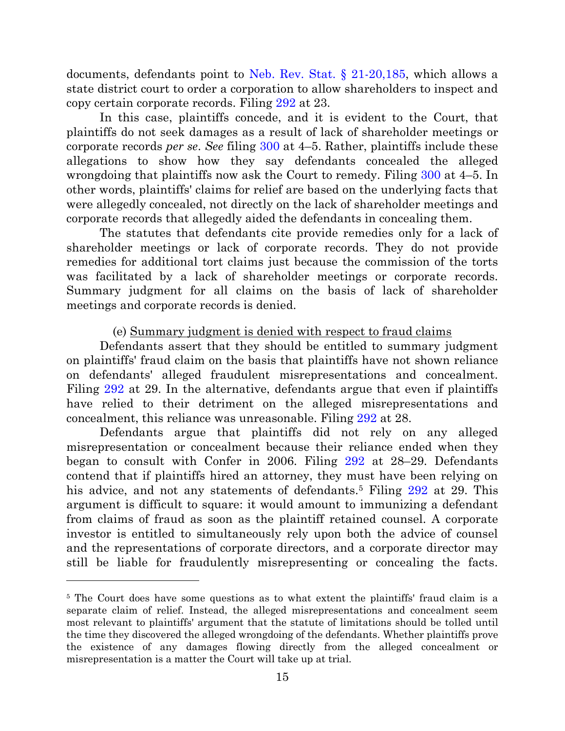documents, defendants point to Neb. Rev. Stat. § 21-20,185, which allows a state district court to order a corporation to allow shareholders to inspect and copy certain corporate records. Filing 292 at 23.

In this case, plaintiffs concede, and it is evident to the Court, that plaintiffs do not seek damages as a result of lack of shareholder meetings or corporate records *per se*. *See* filing 300 at 4–5. Rather, plaintiffs include these allegations to show how they say defendants concealed the alleged wrongdoing that plaintiffs now ask the Court to remedy. Filing 300 at 4–5. In other words, plaintiffs' claims for relief are based on the underlying facts that were allegedly concealed, not directly on the lack of shareholder meetings and corporate records that allegedly aided the defendants in concealing them.

The statutes that defendants cite provide remedies only for a lack of shareholder meetings or lack of corporate records. They do not provide remedies for additional tort claims just because the commission of the torts was facilitated by a lack of shareholder meetings or corporate records. Summary judgment for all claims on the basis of lack of shareholder meetings and corporate records is denied.

(e) Summary judgment is denied with respect to fraud claims

Defendants assert that they should be entitled to summary judgment on plaintiffs' fraud claim on the basis that plaintiffs have not shown reliance on defendants' alleged fraudulent misrepresentations and concealment. Filing 292 at 29. In the alternative, defendants argue that even if plaintiffs have relied to their detriment on the alleged misrepresentations and concealment, this reliance was unreasonable. Filing 292 at 28.

Defendants argue that plaintiffs did not rely on any alleged misrepresentation or concealment because their reliance ended when they began to consult with Confer in 2006. Filing 292 at 28–29. Defendants contend that if plaintiffs hired an attorney, they must have been relying on his advice, and not any statements of defendants.[5] Filing 292 at 29. This argument is difficult to square: it would amount to immunizing a defendant from claims of fraud as soon as the plaintiff retained counsel. A corporate investor is entitled to simultaneously rely upon both the advice of counsel and the representations of corporate directors, and a corporate director may still be liable for fraudulently misrepresenting or concealing the facts.

---

[5] The Court does have some questions as to what extent the plaintiffs' fraud claim is a separate claim of relief. Instead, the alleged misrepresentations and concealment seem most relevant to plaintiffs' argument that the statute of limitations should be tolled until the time they discovered the alleged wrongdoing of the defendants. Whether plaintiffs prove the existence of any damages flowing directly from the alleged concealment or misrepresentation is a matter the Court will take up at trial.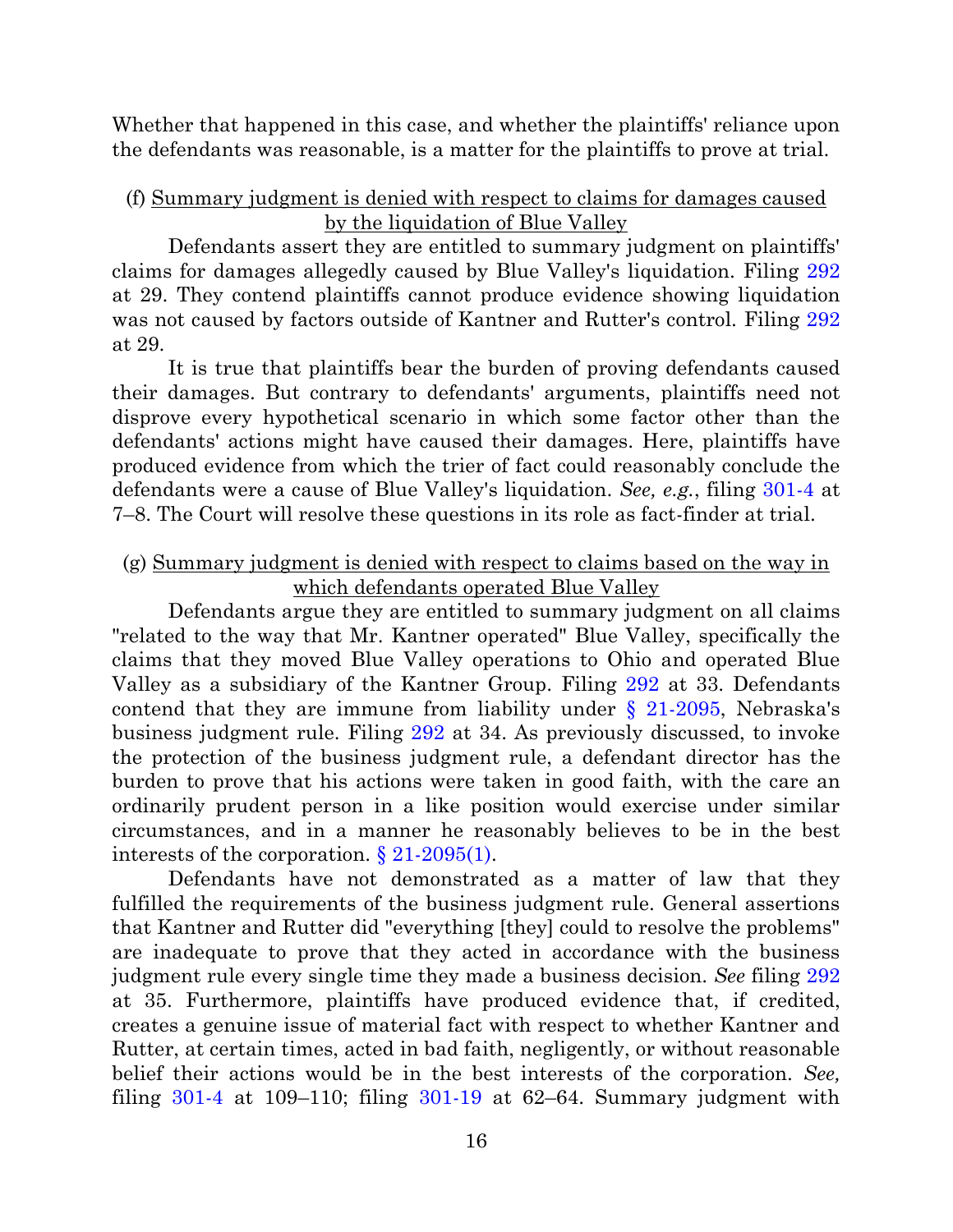Whether that happened in this case, and whether the plaintiffs' reliance upon the defendants was reasonable, is a matter for the plaintiffs to prove at trial.

(f) Summary judgment is denied with respect to claims for damages caused by the liquidation of Blue Valley

Defendants assert they are entitled to summary judgment on plaintiffs' claims for damages allegedly caused by Blue Valley's liquidation. Filing 292 at 29. They contend plaintiffs cannot produce evidence showing liquidation was not caused by factors outside of Kantner and Rutter's control. Filing 292 at 29.

It is true that plaintiffs bear the burden of proving defendants caused their damages. But contrary to defendants' arguments, plaintiffs need not disprove every hypothetical scenario in which some factor other than the defendants' actions might have caused their damages. Here, plaintiffs have produced evidence from which the trier of fact could reasonably conclude the defendants were a cause of Blue Valley's liquidation. *See, e.g.*, filing 301-4 at 7–8. The Court will resolve these questions in its role as fact-finder at trial.

(g) Summary judgment is denied with respect to claims based on the way in which defendants operated Blue Valley

Defendants argue they are entitled to summary judgment on all claims "related to the way that Mr. Kantner operated" Blue Valley, specifically the claims that they moved Blue Valley operations to Ohio and operated Blue Valley as a subsidiary of the Kantner Group. Filing 292 at 33. Defendants contend that they are immune from liability under § 21-2095, Nebraska's business judgment rule. Filing 292 at 34. As previously discussed, to invoke the protection of the business judgment rule, a defendant director has the burden to prove that his actions were taken in good faith, with the care an ordinarily prudent person in a like position would exercise under similar circumstances, and in a manner he reasonably believes to be in the best interests of the corporation. § 21-2095(1).

Defendants have not demonstrated as a matter of law that they fulfilled the requirements of the business judgment rule. General assertions that Kantner and Rutter did "everything [they] could to resolve the problems" are inadequate to prove that they acted in accordance with the business judgment rule every single time they made a business decision. *See* filing 292 at 35. Furthermore, plaintiffs have produced evidence that, if credited, creates a genuine issue of material fact with respect to whether Kantner and Rutter, at certain times, acted in bad faith, negligently, or without reasonable belief their actions would be in the best interests of the corporation. *See,* filing 301-4 at 109–110; filing 301-19 at 62–64. Summary judgment with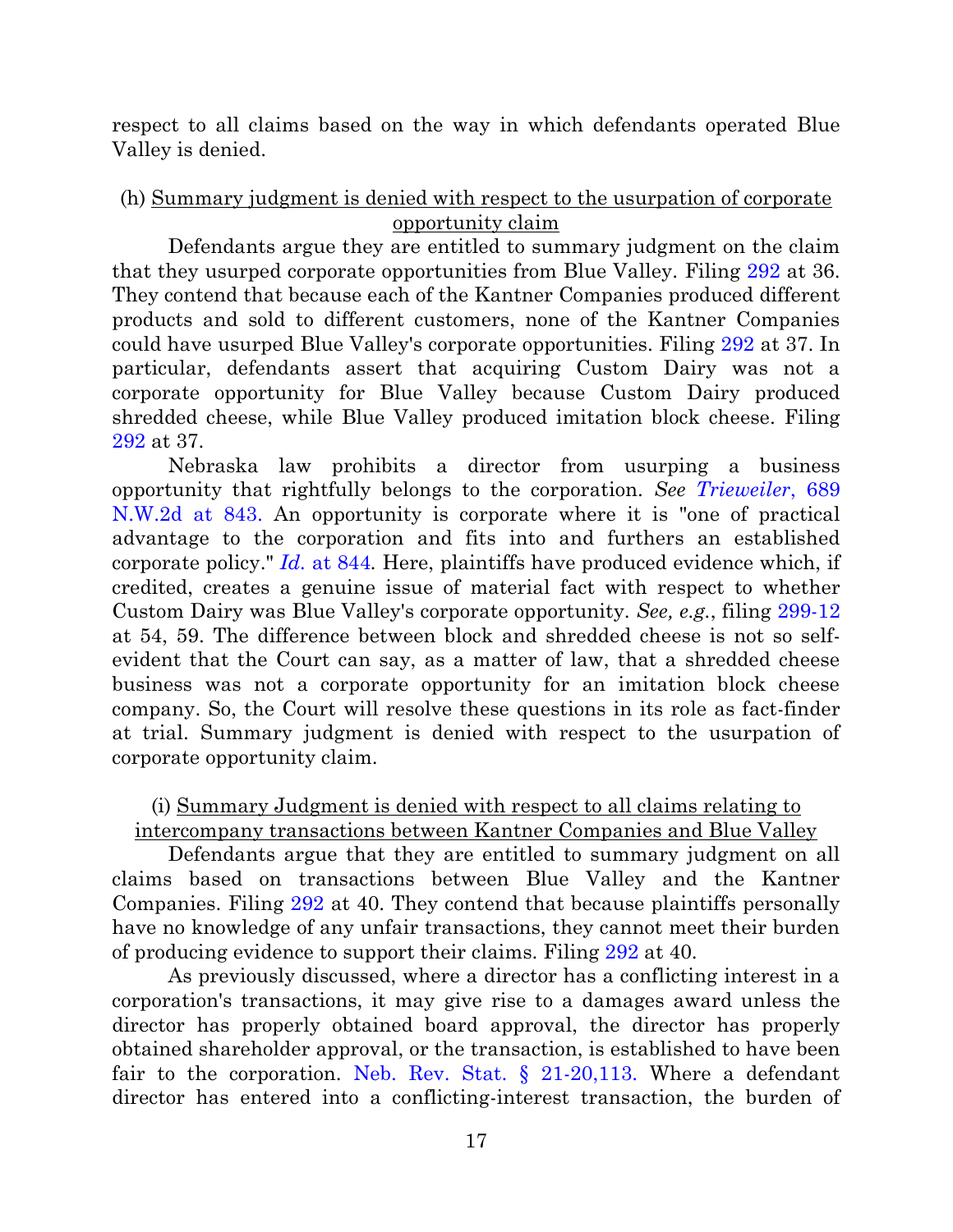respect to all claims based on the way in which defendants operated Blue Valley is denied.

### (h) Summary judgment is denied with respect to the usurpation of corporate opportunity claim

Defendants argue they are entitled to summary judgment on the claim that they usurped corporate opportunities from Blue Valley. Filing 292 at 36. They contend that because each of the Kantner Companies produced different products and sold to different customers, none of the Kantner Companies could have usurped Blue Valley's corporate opportunities. Filing 292 at 37. In particular, defendants assert that acquiring Custom Dairy was not a corporate opportunity for Blue Valley because Custom Dairy produced shredded cheese, while Blue Valley produced imitation block cheese. Filing 292 at 37.

Nebraska law prohibits a director from usurping a business opportunity that rightfully belongs to the corporation. *See Trieweiler*, 689 N.W.2d at 843. An opportunity is corporate where it is "one of practical advantage to the corporation and fits into and furthers an established corporate policy." *Id.* at 844. Here, plaintiffs have produced evidence which, if credited, creates a genuine issue of material fact with respect to whether Custom Dairy was Blue Valley's corporate opportunity. *See, e.g.*, filing 299-12 at 54, 59. The difference between block and shredded cheese is not so self-evident that the Court can say, as a matter of law, that a shredded cheese business was not a corporate opportunity for an imitation block cheese company. So, the Court will resolve these questions in its role as fact-finder at trial. Summary judgment is denied with respect to the usurpation of corporate opportunity claim.

### (i) Summary Judgment is denied with respect to all claims relating to intercompany transactions between Kantner Companies and Blue Valley

Defendants argue that they are entitled to summary judgment on all claims based on transactions between Blue Valley and the Kantner Companies. Filing 292 at 40. They contend that because plaintiffs personally have no knowledge of any unfair transactions, they cannot meet their burden of producing evidence to support their claims. Filing 292 at 40.

As previously discussed, where a director has a conflicting interest in a corporation's transactions, it may give rise to a damages award unless the director has properly obtained board approval, the director has properly obtained shareholder approval, or the transaction, is established to have been fair to the corporation. Neb. Rev. Stat. § 21-20,113. Where a defendant director has entered into a conflicting-interest transaction, the burden of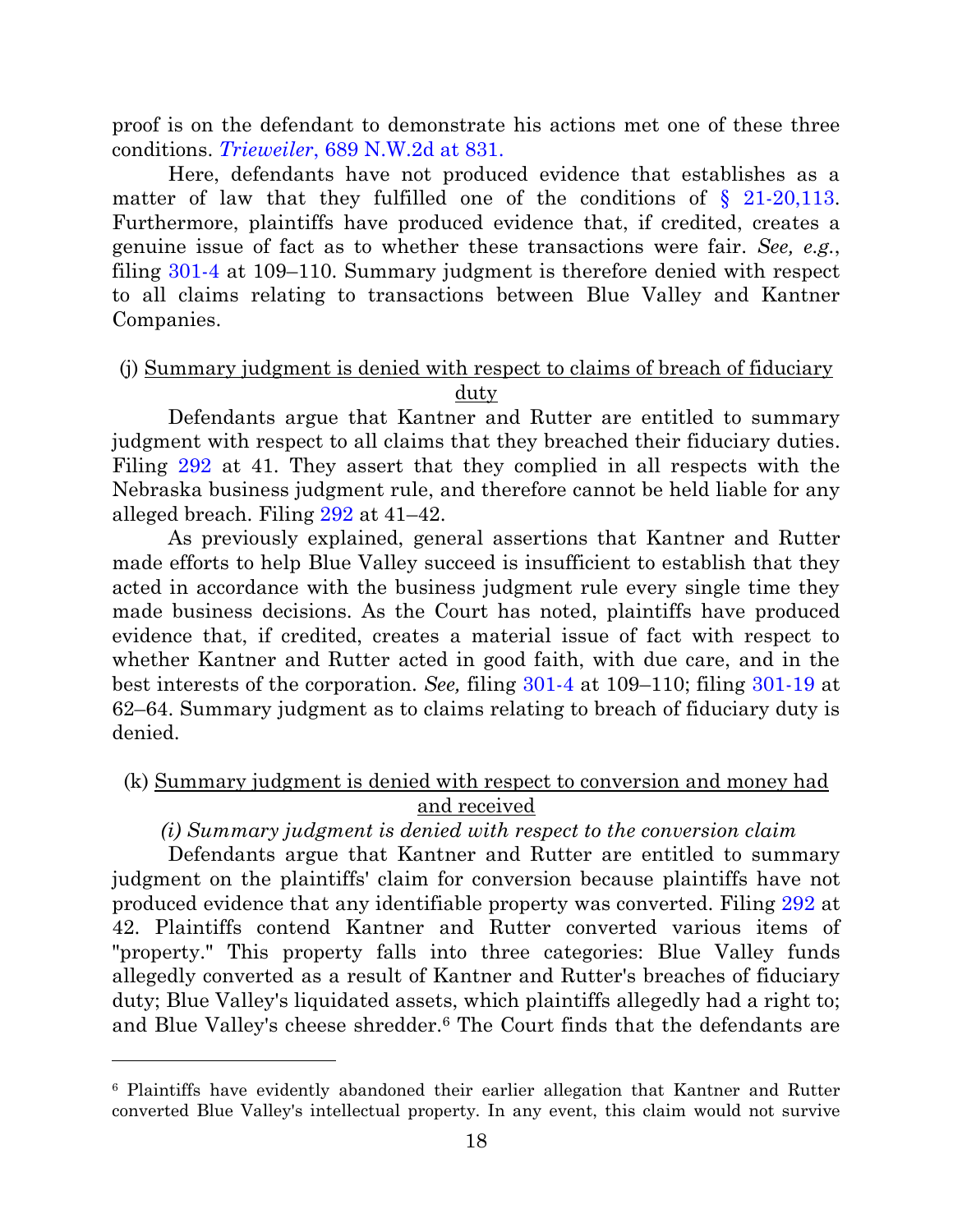proof is on the defendant to demonstrate his actions met one of these three conditions. *Trieweiler*, 689 N.W.2d at 831.

Here, defendants have not produced evidence that establishes as a matter of law that they fulfilled one of the conditions of § 21-20,113. Furthermore, plaintiffs have produced evidence that, if credited, creates a genuine issue of fact as to whether these transactions were fair. *See, e.g.*, filing 301-4 at 109–110. Summary judgment is therefore denied with respect to all claims relating to transactions between Blue Valley and Kantner Companies.

(j) <u>Summary judgment is denied with respect to claims of breach of fiduciary duty</u>

Defendants argue that Kantner and Rutter are entitled to summary judgment with respect to all claims that they breached their fiduciary duties. Filing 292 at 41. They assert that they complied in all respects with the Nebraska business judgment rule, and therefore cannot be held liable for any alleged breach. Filing 292 at 41–42.

As previously explained, general assertions that Kantner and Rutter made efforts to help Blue Valley succeed is insufficient to establish that they acted in accordance with the business judgment rule every single time they made business decisions. As the Court has noted, plaintiffs have produced evidence that, if credited, creates a material issue of fact with respect to whether Kantner and Rutter acted in good faith, with due care, and in the best interests of the corporation. *See,* filing 301-4 at 109–110; filing 301-19 at 62–64. Summary judgment as to claims relating to breach of fiduciary duty is denied.

(k) <u>Summary judgment is denied with respect to conversion and money had and received</u>

*(i) Summary judgment is denied with respect to the conversion claim*

Defendants argue that Kantner and Rutter are entitled to summary judgment on the plaintiffs' claim for conversion because plaintiffs have not produced evidence that any identifiable property was converted. Filing 292 at 42. Plaintiffs contend Kantner and Rutter converted various items of "property." This property falls into three categories: Blue Valley funds allegedly converted as a result of Kantner and Rutter's breaches of fiduciary duty; Blue Valley's liquidated assets, which plaintiffs allegedly had a right to; and Blue Valley's cheese shredder.[6] The Court finds that the defendants are

---

[6] Plaintiffs have evidently abandoned their earlier allegation that Kantner and Rutter converted Blue Valley's intellectual property. In any event, this claim would not survive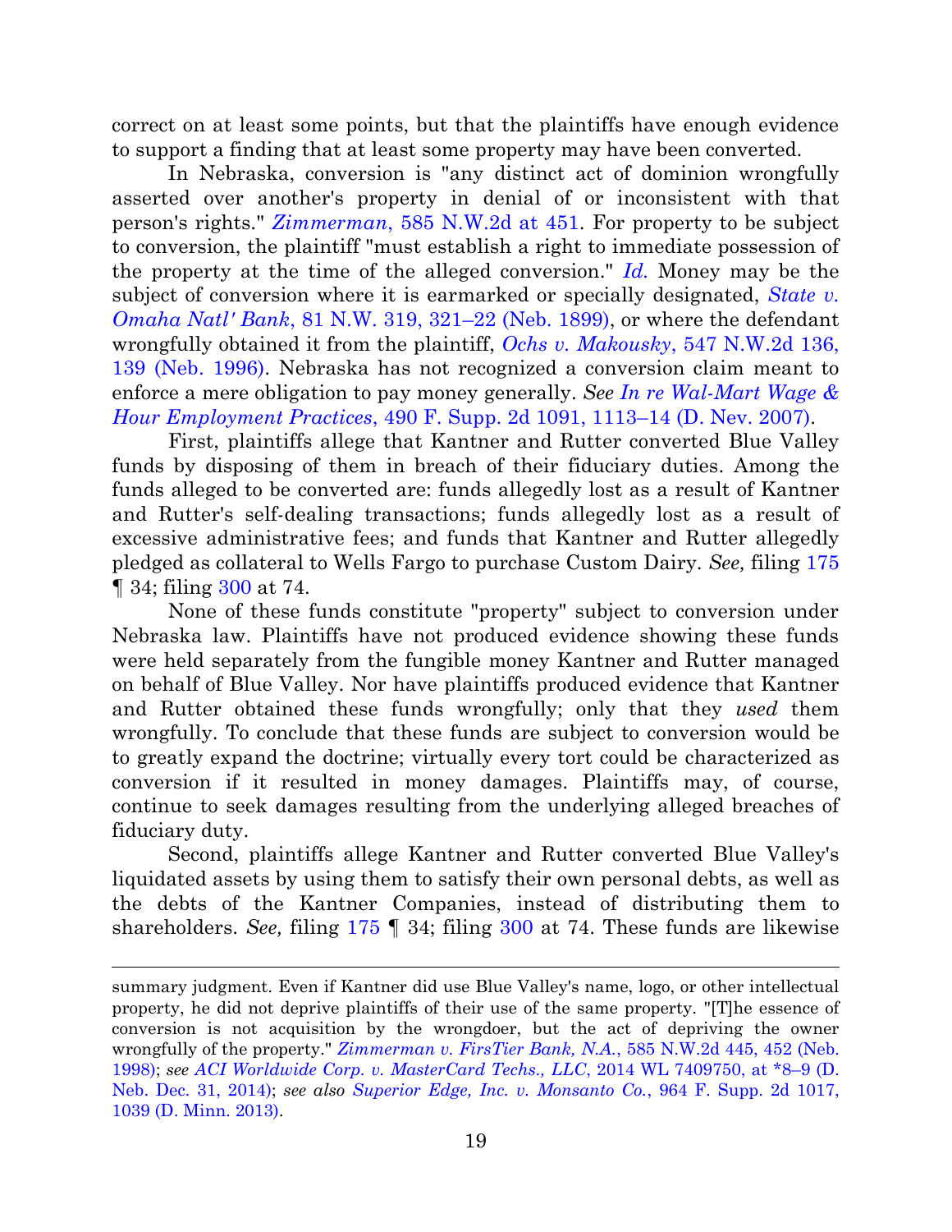correct on at least some points, but that the plaintiffs have enough evidence to support a finding that at least some property may have been converted.

In Nebraska, conversion is "any distinct act of dominion wrongfully asserted over another's property in denial of or inconsistent with that person's rights." *Zimmerman*, 585 N.W.2d at 451. For property to be subject to conversion, the plaintiff "must establish a right to immediate possession of the property at the time of the alleged conversion." *Id.* Money may be the subject of conversion where it is earmarked or specially designated, *State v. Omaha Natl' Bank*, 81 N.W. 319, 321–22 (Neb. 1899), or where the defendant wrongfully obtained it from the plaintiff, *Ochs v. Makousky*, 547 N.W.2d 136, 139 (Neb. 1996). Nebraska has not recognized a conversion claim meant to enforce a mere obligation to pay money generally. *See In re Wal-Mart Wage & Hour Employment Practices*, 490 F. Supp. 2d 1091, 1113–14 (D. Nev. 2007).

First, plaintiffs allege that Kantner and Rutter converted Blue Valley funds by disposing of them in breach of their fiduciary duties. Among the funds alleged to be converted are: funds allegedly lost as a result of Kantner and Rutter's self-dealing transactions; funds allegedly lost as a result of excessive administrative fees; and funds that Kantner and Rutter allegedly pledged as collateral to Wells Fargo to purchase Custom Dairy. *See,* filing 175 ¶ 34; filing 300 at 74.

None of these funds constitute "property" subject to conversion under Nebraska law. Plaintiffs have not produced evidence showing these funds were held separately from the fungible money Kantner and Rutter managed on behalf of Blue Valley. Nor have plaintiffs produced evidence that Kantner and Rutter obtained these funds wrongfully; only that they *used* them wrongfully. To conclude that these funds are subject to conversion would be to greatly expand the doctrine; virtually every tort could be characterized as conversion if it resulted in money damages. Plaintiffs may, of course, continue to seek damages resulting from the underlying alleged breaches of fiduciary duty.

Second, plaintiffs allege Kantner and Rutter converted Blue Valley's liquidated assets by using them to satisfy their own personal debts, as well as the debts of the Kantner Companies, instead of distributing them to shareholders. *See,* filing 175 ¶ 34; filing 300 at 74. These funds are likewise

---

summary judgment. Even if Kantner did use Blue Valley's name, logo, or other intellectual property, he did not deprive plaintiffs of their use of the same property. "[T]he essence of conversion is not acquisition by the wrongdoer, but the act of depriving the owner wrongfully of the property." *Zimmerman v. FirsTier Bank, N.A.*, 585 N.W.2d 445, 452 (Neb. 1998); *see ACI Worldwide Corp. v. MasterCard Techs., LLC*, 2014 WL 7409750, at *8–9 (D. Neb. Dec. 31, 2014); *see also Superior Edge, Inc. v. Monsanto Co.*, 964 F. Supp. 2d 1017, 1039 (D. Minn. 2013).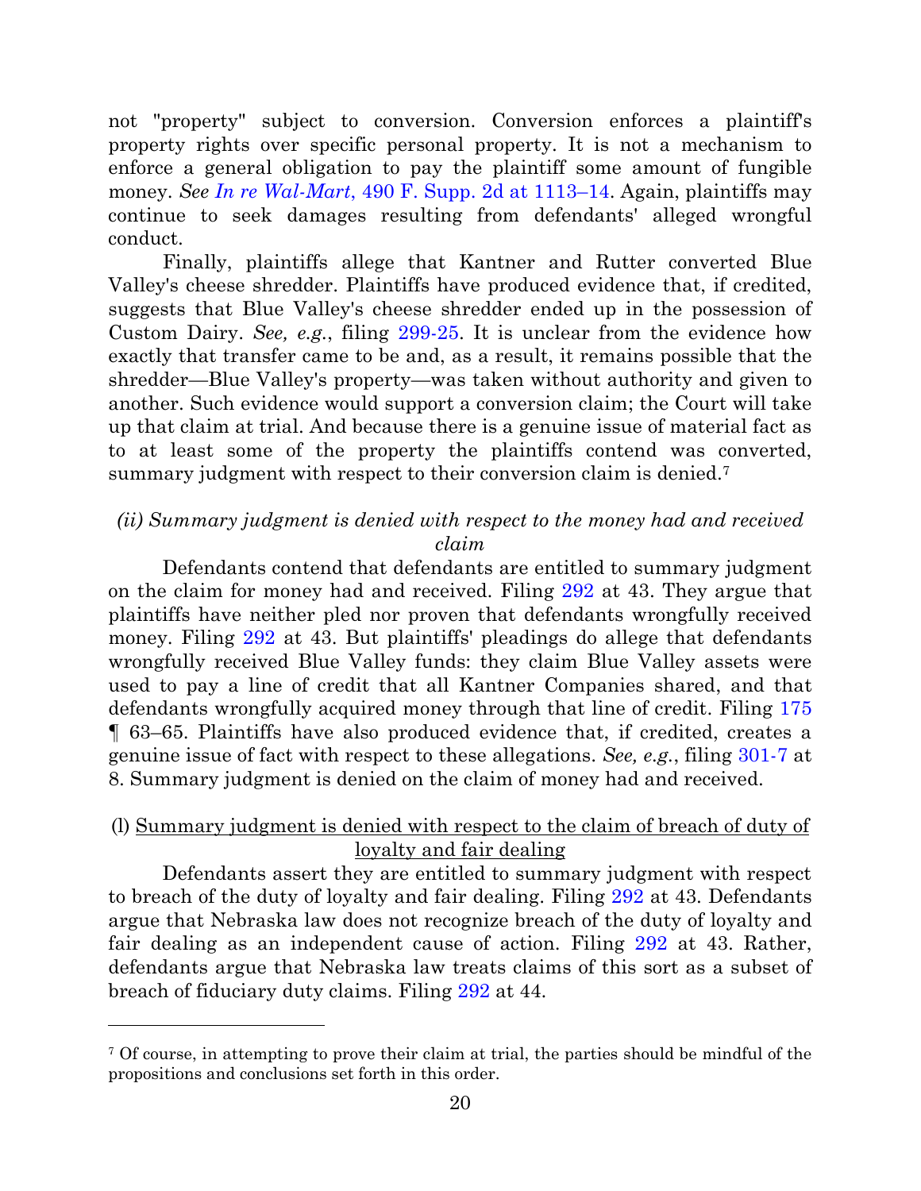not "property" subject to conversion. Conversion enforces a plaintiff's property rights over specific personal property. It is not a mechanism to enforce a general obligation to pay the plaintiff some amount of fungible money. *See In re Wal-Mart*, 490 F. Supp. 2d at 1113–14. Again, plaintiffs may continue to seek damages resulting from defendants' alleged wrongful conduct.

Finally, plaintiffs allege that Kantner and Rutter converted Blue Valley's cheese shredder. Plaintiffs have produced evidence that, if credited, suggests that Blue Valley's cheese shredder ended up in the possession of Custom Dairy. *See, e.g.*, filing 299-25. It is unclear from the evidence how exactly that transfer came to be and, as a result, it remains possible that the shredder—Blue Valley's property—was taken without authority and given to another. Such evidence would support a conversion claim; the Court will take up that claim at trial. And because there is a genuine issue of material fact as to at least some of the property the plaintiffs contend was converted, summary judgment with respect to their conversion claim is denied.[7]

*(ii) Summary judgment is denied with respect to the money had and received claim*

Defendants contend that defendants are entitled to summary judgment on the claim for money had and received. Filing 292 at 43. They argue that plaintiffs have neither pled nor proven that defendants wrongfully received money. Filing 292 at 43. But plaintiffs' pleadings do allege that defendants wrongfully received Blue Valley funds: they claim Blue Valley assets were used to pay a line of credit that all Kantner Companies shared, and that defendants wrongfully acquired money through that line of credit. Filing 175 ¶ 63–65. Plaintiffs have also produced evidence that, if credited, creates a genuine issue of fact with respect to these allegations. *See, e.g.*, filing 301-7 at 8. Summary judgment is denied on the claim of money had and received.

(l) Summary judgment is denied with respect to the claim of breach of duty of loyalty and fair dealing

Defendants assert they are entitled to summary judgment with respect to breach of the duty of loyalty and fair dealing. Filing 292 at 43. Defendants argue that Nebraska law does not recognize breach of the duty of loyalty and fair dealing as an independent cause of action. Filing 292 at 43. Rather, defendants argue that Nebraska law treats claims of this sort as a subset of breach of fiduciary duty claims. Filing 292 at 44.

---

[7] Of course, in attempting to prove their claim at trial, the parties should be mindful of the propositions and conclusions set forth in this order.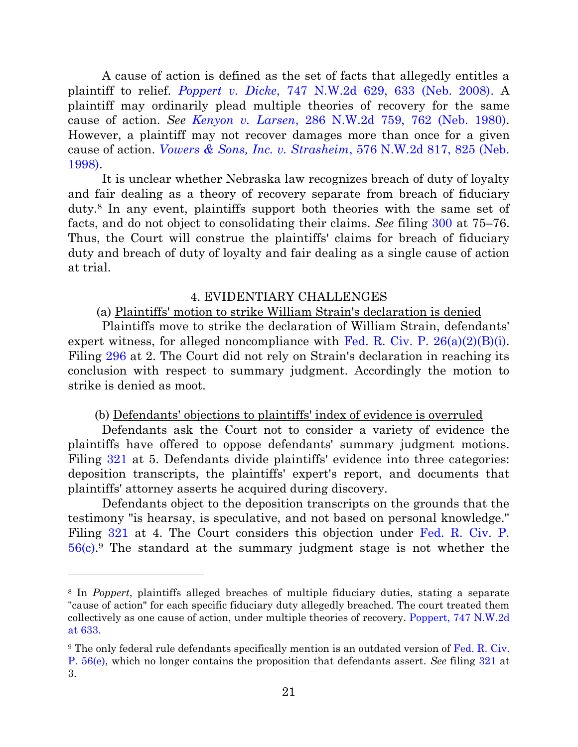A cause of action is defined as the set of facts that allegedly entitles a plaintiff to relief. *Poppert v. Dicke*, 747 N.W.2d 629, 633 (Neb. 2008). A plaintiff may ordinarily plead multiple theories of recovery for the same cause of action. *See Kenyon v. Larsen*, 286 N.W.2d 759, 762 (Neb. 1980). However, a plaintiff may not recover damages more than once for a given cause of action. *Vowers & Sons, Inc. v. Strasheim*, 576 N.W.2d 817, 825 (Neb. 1998).

It is unclear whether Nebraska law recognizes breach of duty of loyalty and fair dealing as a theory of recovery separate from breach of fiduciary duty.[8] In any event, plaintiffs support both theories with the same set of facts, and do not object to consolidating their claims. *See* filing 300 at 75–76. Thus, the Court will construe the plaintiffs' claims for breach of fiduciary duty and breach of duty of loyalty and fair dealing as a single cause of action at trial.

4. EVIDENTIARY CHALLENGES

(a) Plaintiffs' motion to strike William Strain's declaration is denied

Plaintiffs move to strike the declaration of William Strain, defendants' expert witness, for alleged noncompliance with Fed. R. Civ. P. 26(a)(2)(B)(i). Filing 296 at 2. The Court did not rely on Strain's declaration in reaching its conclusion with respect to summary judgment. Accordingly the motion to strike is denied as moot.

(b) Defendants' objections to plaintiffs' index of evidence is overruled

Defendants ask the Court not to consider a variety of evidence the plaintiffs have offered to oppose defendants' summary judgment motions. Filing 321 at 5. Defendants divide plaintiffs' evidence into three categories: deposition transcripts, the plaintiffs' expert's report, and documents that plaintiffs' attorney asserts he acquired during discovery.

Defendants object to the deposition transcripts on the grounds that the testimony "is hearsay, is speculative, and not based on personal knowledge." Filing 321 at 4. The Court considers this objection under Fed. R. Civ. P. 56(c).[9] The standard at the summary judgment stage is not whether the

---

[8] In *Poppert*, plaintiffs alleged breaches of multiple fiduciary duties, stating a separate "cause of action" for each specific fiduciary duty allegedly breached. The court treated them collectively as one cause of action, under multiple theories of recovery. Poppert, 747 N.W.2d at 633.

[9] The only federal rule defendants specifically mention is an outdated version of Fed. R. Civ. P. 56(e), which no longer contains the proposition that defendants assert. *See* filing 321 at 3.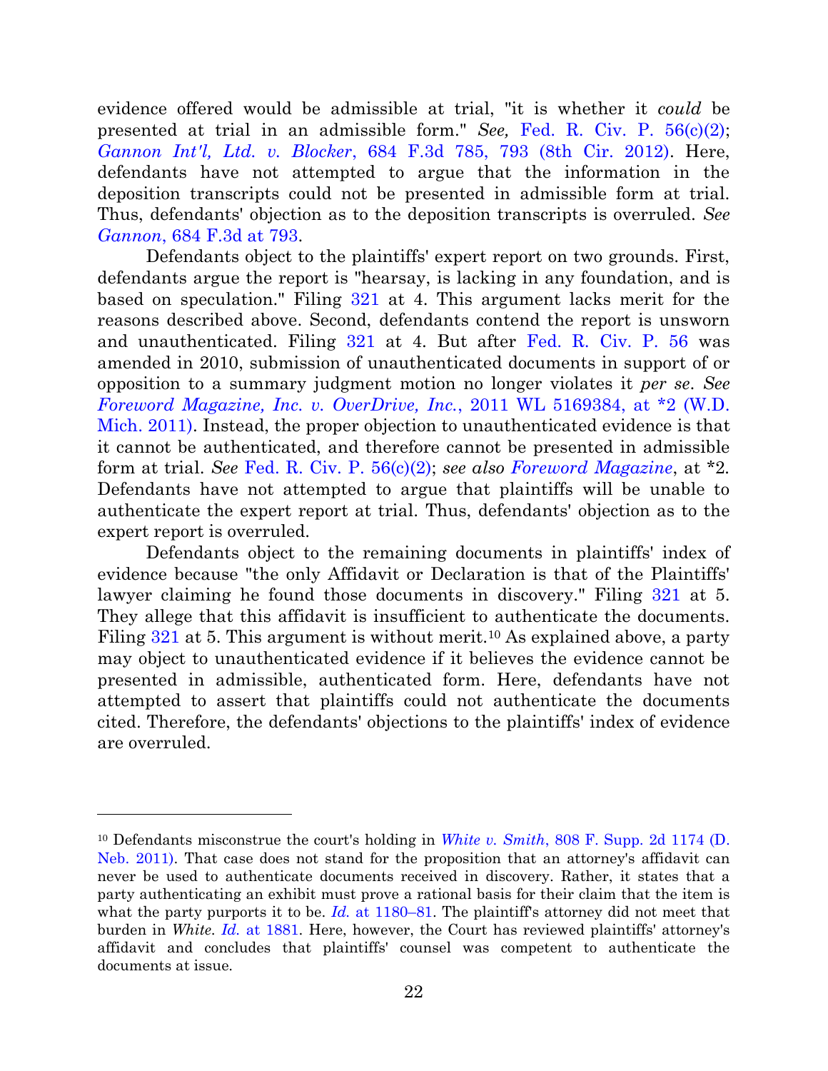evidence offered would be admissible at trial, "it is whether it *could* be presented at trial in an admissible form." *See,* Fed. R. Civ. P. 56(c)(2); *Gannon Int'l, Ltd. v. Blocker*, 684 F.3d 785, 793 (8th Cir. 2012). Here, defendants have not attempted to argue that the information in the deposition transcripts could not be presented in admissible form at trial. Thus, defendants' objection as to the deposition transcripts is overruled. *See Gannon*, 684 F.3d at 793.

Defendants object to the plaintiffs' expert report on two grounds. First, defendants argue the report is "hearsay, is lacking in any foundation, and is based on speculation." Filing 321 at 4. This argument lacks merit for the reasons described above. Second, defendants contend the report is unsworn and unauthenticated. Filing 321 at 4. But after Fed. R. Civ. P. 56 was amended in 2010, submission of unauthenticated documents in support of or opposition to a summary judgment motion no longer violates it *per se*. *See Foreword Magazine, Inc. v. OverDrive, Inc.*, 2011 WL 5169384, at *2 (W.D. Mich. 2011). Instead, the proper objection to unauthenticated evidence is that it cannot be authenticated, and therefore cannot be presented in admissible form at trial. *See* Fed. R. Civ. P. 56(c)(2); *see also Foreword Magazine*, at *2. Defendants have not attempted to argue that plaintiffs will be unable to authenticate the expert report at trial. Thus, defendants' objection as to the expert report is overruled.

Defendants object to the remaining documents in plaintiffs' index of evidence because "the only Affidavit or Declaration is that of the Plaintiffs' lawyer claiming he found those documents in discovery." Filing 321 at 5. They allege that this affidavit is insufficient to authenticate the documents. Filing 321 at 5. This argument is without merit.[10] As explained above, a party may object to unauthenticated evidence if it believes the evidence cannot be presented in admissible, authenticated form. Here, defendants have not attempted to assert that plaintiffs could not authenticate the documents cited. Therefore, the defendants' objections to the plaintiffs' index of evidence are overruled.

---

[10] Defendants misconstrue the court's holding in *White v. Smith*, 808 F. Supp. 2d 1174 (D. Neb. 2011). That case does not stand for the proposition that an attorney's affidavit can never be used to authenticate documents received in discovery. Rather, it states that a party authenticating an exhibit must prove a rational basis for their claim that the item is what the party purports it to be. *Id.* at 1180–81. The plaintiff's attorney did not meet that burden in *White*. *Id.* at 1881. Here, however, the Court has reviewed plaintiffs' attorney's affidavit and concludes that plaintiffs' counsel was competent to authenticate the documents at issue.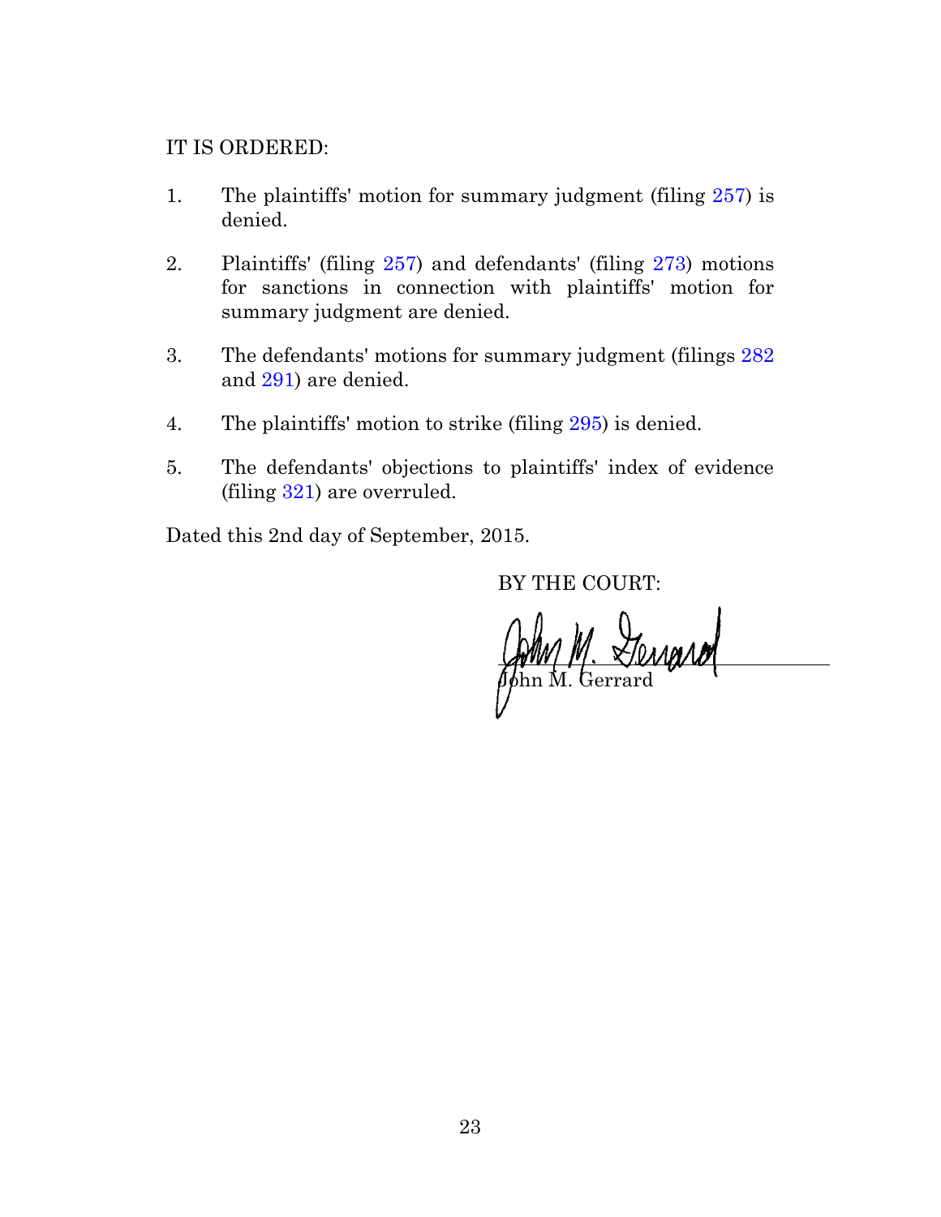IT IS ORDERED:

1. The plaintiffs' motion for summary judgment (filing 257) is denied.

2. Plaintiffs' (filing 257) and defendants' (filing 273) motions for sanctions in connection with plaintiffs' motion for summary judgment are denied.

3. The defendants' motions for summary judgment (filings 282 and 291) are denied.

4. The plaintiffs' motion to strike (filing 295) is denied.

5. The defendants' objections to plaintiffs' index of evidence (filing 321) are overruled.

Dated this 2nd day of September, 2015.

BY THE COURT:

John M. Gerrard